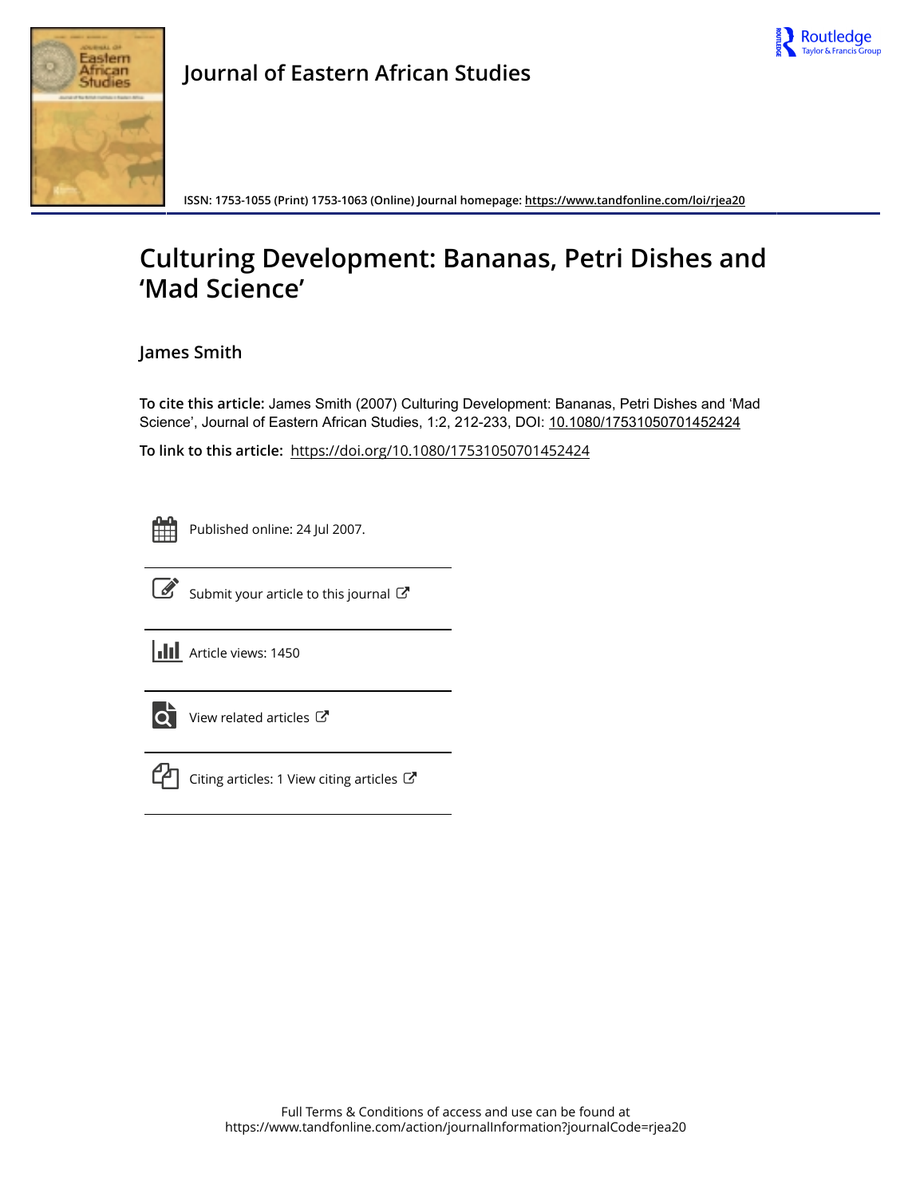Journal of Eastern African Studies

ISSN: 1753-1055 (Print) 1753-1063 (Online) Journal homepage: https://www.tandfonline.com/loi/rjea20

# Culturing Development: Bananas, Petri Dishes and 'Mad Science'

James Smith

**To cite this article:** James Smith (2007) Culturing Development: Bananas, Petri Dishes and 'Mad Science', Journal of Eastern African Studies, 1:2, 212-233, DOI: 10.1080/17531050701452424

**To link to this article:** https://doi.org/10.1080/17531050701452424

Published online: 24 Jul 2007.

Submit your article to this journal

Article views: 1450

View related articles

Citing articles: 1 View citing articles

Full Terms & Conditions of access and use can be found at https://www.tandfonline.com/action/journalInformation?journalCode=rjea20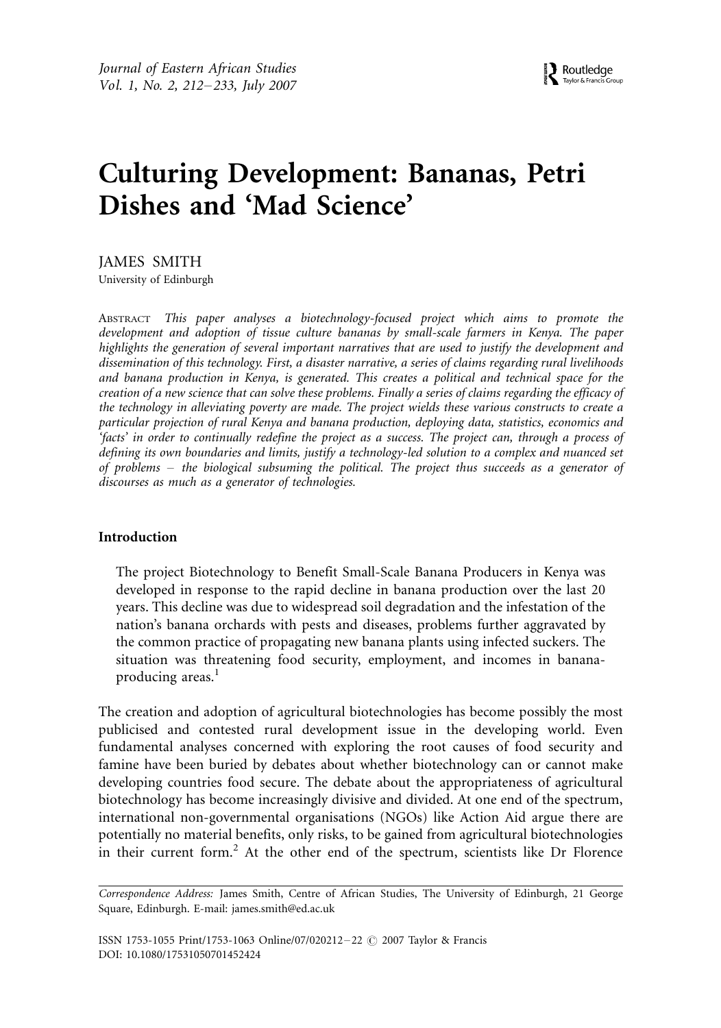# Culturing Development: Bananas, Petri Dishes and 'Mad Science'

JAMES SMITH

University of Edinburgh

ABSTRACT *This paper analyses a biotechnology-focused project which aims to promote the development and adoption of tissue culture bananas by small-scale farmers in Kenya. The paper highlights the generation of several important narratives that are used to justify the development and dissemination of this technology. First, a disaster narrative, a series of claims regarding rural livelihoods and banana production in Kenya, is generated. This creates a political and technical space for the creation of a new science that can solve these problems. Finally a series of claims regarding the efficacy of the technology in alleviating poverty are made. The project wields these various constructs to create a particular projection of rural Kenya and banana production, deploying data, statistics, economics and 'facts' in order to continually redefine the project as a success. The project can, through a process of defining its own boundaries and limits, justify a technology-led solution to a complex and nuanced set of problems – the biological subsuming the political. The project thus succeeds as a generator of discourses as much as a generator of technologies.*

## Introduction

> The project Biotechnology to Benefit Small-Scale Banana Producers in Kenya was developed in response to the rapid decline in banana production over the last 20 years. This decline was due to widespread soil degradation and the infestation of the nation's banana orchards with pests and diseases, problems further aggravated by the common practice of propagating new banana plants using infected suckers. The situation was threatening food security, employment, and incomes in banana-producing areas.[1]

The creation and adoption of agricultural biotechnologies has become possibly the most publicised and contested rural development issue in the developing world. Even fundamental analyses concerned with exploring the root causes of food security and famine have been buried by debates about whether biotechnology can or cannot make developing countries food secure. The debate about the appropriateness of agricultural biotechnology has become increasingly divisive and divided. At one end of the spectrum, international non-governmental organisations (NGOs) like Action Aid argue there are potentially no material benefits, only risks, to be gained from agricultural biotechnologies in their current form.[2] At the other end of the spectrum, scientists like Dr Florence

*Correspondence Address:* James Smith, Centre of African Studies, The University of Edinburgh, 21 George Square, Edinburgh. E-mail: james.smith@ed.ac.uk

ISSN 1753-1055 Print/1753-1063 Online/07/020212-22 © 2007 Taylor & Francis
DOI: 10.1080/17531050701452424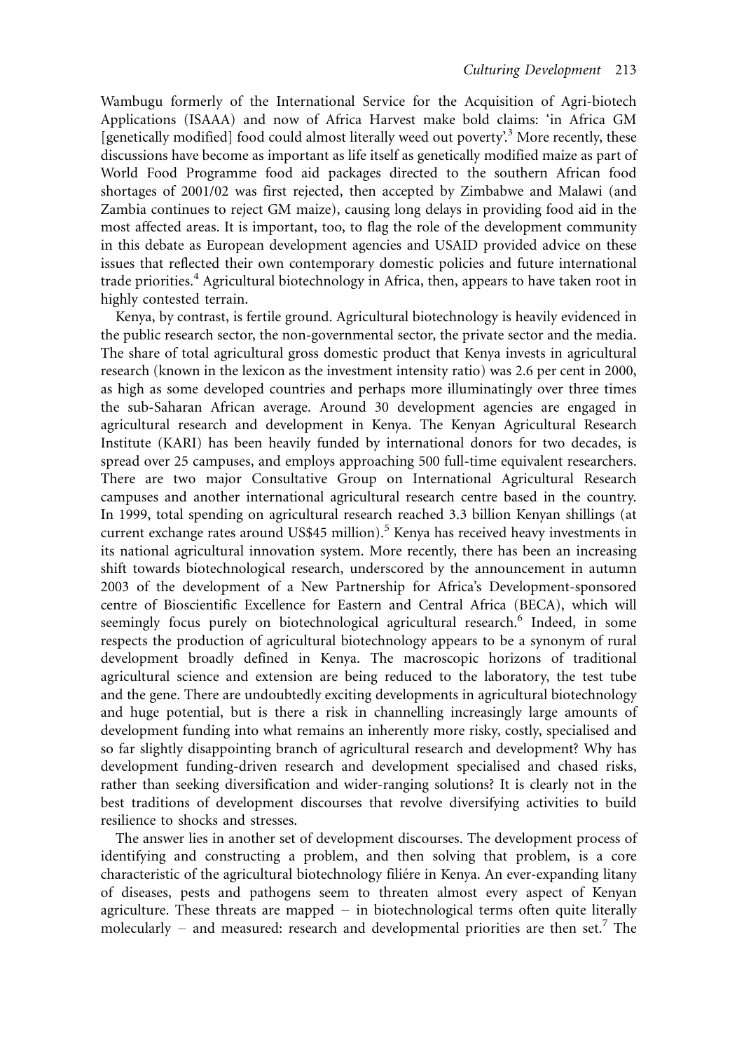Wambugu formerly of the International Service for the Acquisition of Agri-biotech Applications (ISAAA) and now of Africa Harvest make bold claims: 'in Africa GM [genetically modified] food could almost literally weed out poverty'.[3] More recently, these discussions have become as important as life itself as genetically modified maize as part of World Food Programme food aid packages directed to the southern African food shortages of 2001/02 was first rejected, then accepted by Zimbabwe and Malawi (and Zambia continues to reject GM maize), causing long delays in providing food aid in the most affected areas. It is important, too, to flag the role of the development community in this debate as European development agencies and USAID provided advice on these issues that reflected their own contemporary domestic policies and future international trade priorities.[4] Agricultural biotechnology in Africa, then, appears to have taken root in highly contested terrain.

Kenya, by contrast, is fertile ground. Agricultural biotechnology is heavily evidenced in the public research sector, the non-governmental sector, the private sector and the media. The share of total agricultural gross domestic product that Kenya invests in agricultural research (known in the lexicon as the investment intensity ratio) was 2.6 per cent in 2000, as high as some developed countries and perhaps more illuminatingly over three times the sub-Saharan African average. Around 30 development agencies are engaged in agricultural research and development in Kenya. The Kenyan Agricultural Research Institute (KARI) has been heavily funded by international donors for two decades, is spread over 25 campuses, and employs approaching 500 full-time equivalent researchers. There are two major Consultative Group on International Agricultural Research campuses and another international agricultural research centre based in the country. In 1999, total spending on agricultural research reached 3.3 billion Kenyan shillings (at current exchange rates around US$45 million).[5] Kenya has received heavy investments in its national agricultural innovation system. More recently, there has been an increasing shift towards biotechnological research, underscored by the announcement in autumn 2003 of the development of a New Partnership for Africa's Development-sponsored centre of Bioscientific Excellence for Eastern and Central Africa (BECA), which will seemingly focus purely on biotechnological agricultural research.[6] Indeed, in some respects the production of agricultural biotechnology appears to be a synonym of rural development broadly defined in Kenya. The macroscopic horizons of traditional agricultural science and extension are being reduced to the laboratory, the test tube and the gene. There are undoubtedly exciting developments in agricultural biotechnology and huge potential, but is there a risk in channelling increasingly large amounts of development funding into what remains an inherently more risky, costly, specialised and so far slightly disappointing branch of agricultural research and development? Why has development funding-driven research and development specialised and chased risks, rather than seeking diversification and wider-ranging solutions? It is clearly not in the best traditions of development discourses that revolve diversifying activities to build resilience to shocks and stresses.

The answer lies in another set of development discourses. The development process of identifying and constructing a problem, and then solving that problem, is a core characteristic of the agricultural biotechnology filiére in Kenya. An ever-expanding litany of diseases, pests and pathogens seem to threaten almost every aspect of Kenyan agriculture. These threats are mapped – in biotechnological terms often quite literally molecularly – and measured: research and developmental priorities are then set.[7] The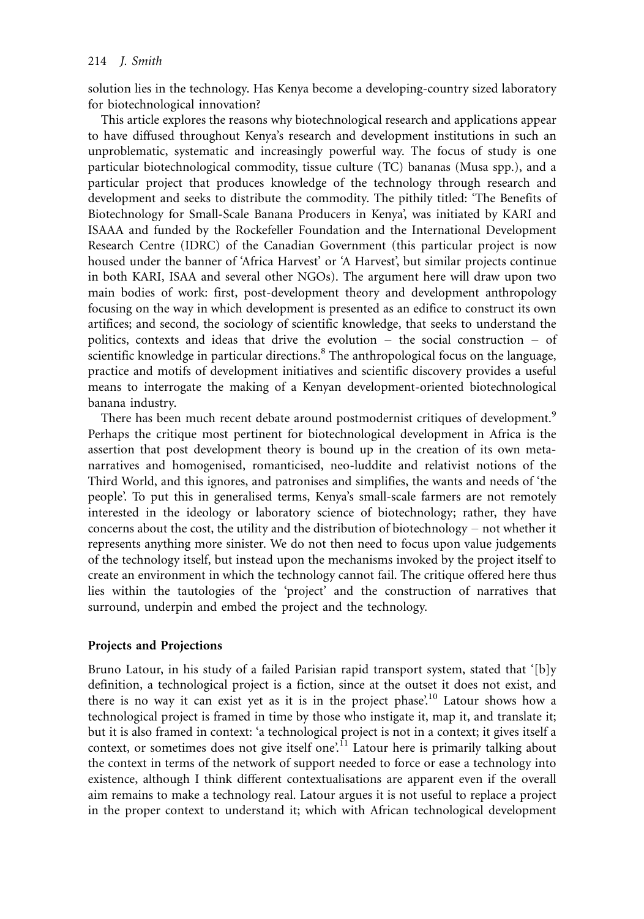solution lies in the technology. Has Kenya become a developing-country sized laboratory for biotechnological innovation?

This article explores the reasons why biotechnological research and applications appear to have diffused throughout Kenya's research and development institutions in such an unproblematic, systematic and increasingly powerful way. The focus of study is one particular biotechnological commodity, tissue culture (TC) bananas (Musa spp.), and a particular project that produces knowledge of the technology through research and development and seeks to distribute the commodity. The pithily titled: 'The Benefits of Biotechnology for Small-Scale Banana Producers in Kenya', was initiated by KARI and ISAAA and funded by the Rockefeller Foundation and the International Development Research Centre (IDRC) of the Canadian Government (this particular project is now housed under the banner of 'Africa Harvest' or 'A Harvest', but similar projects continue in both KARI, ISAA and several other NGOs). The argument here will draw upon two main bodies of work: first, post-development theory and development anthropology focusing on the way in which development is presented as an edifice to construct its own artifices; and second, the sociology of scientific knowledge, that seeks to understand the politics, contexts and ideas that drive the evolution – the social construction – of scientific knowledge in particular directions.[8] The anthropological focus on the language, practice and motifs of development initiatives and scientific discovery provides a useful means to interrogate the making of a Kenyan development-oriented biotechnological banana industry.

There has been much recent debate around postmodernist critiques of development.[9] Perhaps the critique most pertinent for biotechnological development in Africa is the assertion that post development theory is bound up in the creation of its own meta-narratives and homogenised, romanticised, neo-luddite and relativist notions of the Third World, and this ignores, and patronises and simplifies, the wants and needs of 'the people'. To put this in generalised terms, Kenya's small-scale farmers are not remotely interested in the ideology or laboratory science of biotechnology; rather, they have concerns about the cost, the utility and the distribution of biotechnology – not whether it represents anything more sinister. We do not then need to focus upon value judgements of the technology itself, but instead upon the mechanisms invoked by the project itself to create an environment in which the technology cannot fail. The critique offered here thus lies within the tautologies of the 'project' and the construction of narratives that surround, underpin and embed the project and the technology.

## Projects and Projections

Bruno Latour, in his study of a failed Parisian rapid transport system, stated that '[b]y definition, a technological project is a fiction, since at the outset it does not exist, and there is no way it can exist yet as it is in the project phase'.[10] Latour shows how a technological project is framed in time by those who instigate it, map it, and translate it; but it is also framed in context: 'a technological project is not in a context; it gives itself a context, or sometimes does not give itself one'.[11] Latour here is primarily talking about the context in terms of the network of support needed to force or ease a technology into existence, although I think different contextualisations are apparent even if the overall aim remains to make a technology real. Latour argues it is not useful to replace a project in the proper context to understand it; which with African technological development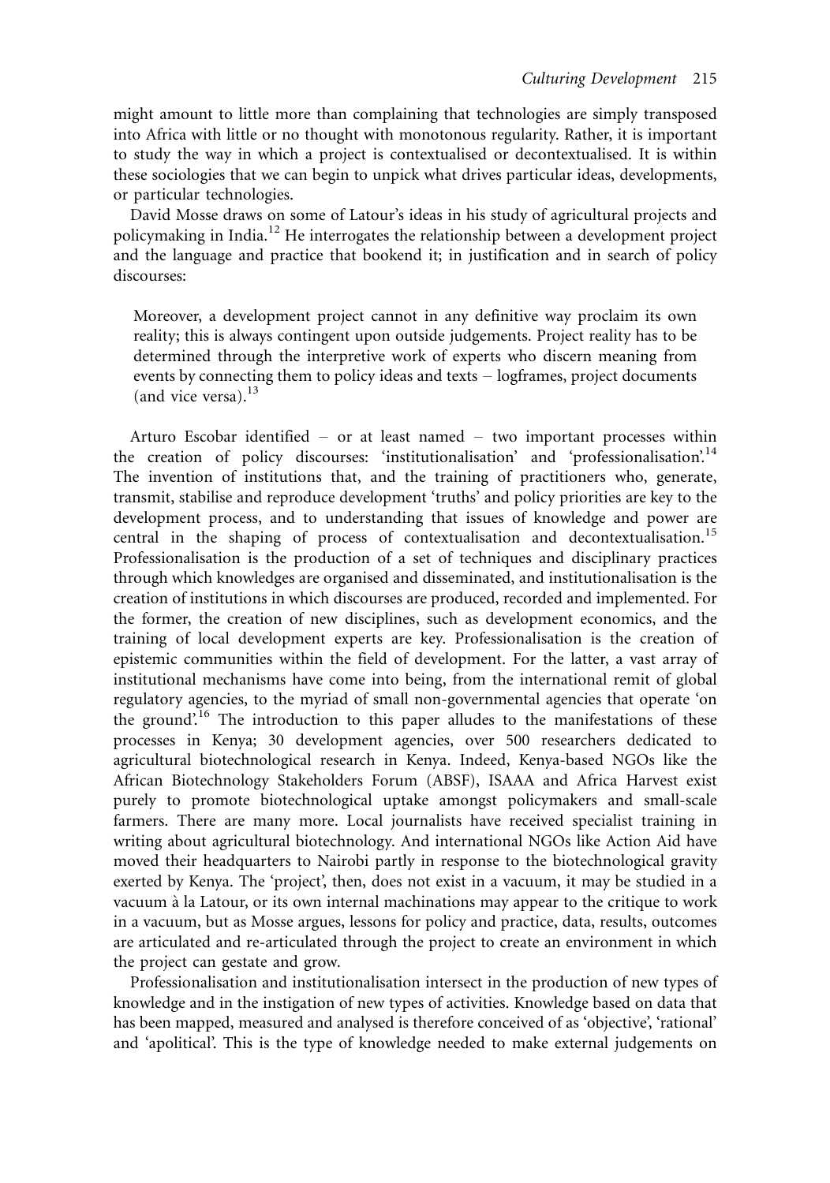might amount to little more than complaining that technologies are simply transposed into Africa with little or no thought with monotonous regularity. Rather, it is important to study the way in which a project is contextualised or decontextualised. It is within these sociologies that we can begin to unpick what drives particular ideas, developments, or particular technologies.

David Mosse draws on some of Latour's ideas in his study of agricultural projects and policymaking in India.[12] He interrogates the relationship between a development project and the language and practice that bookend it; in justification and in search of policy discourses:

> Moreover, a development project cannot in any definitive way proclaim its own reality; this is always contingent upon outside judgements. Project reality has to be determined through the interpretive work of experts who discern meaning from events by connecting them to policy ideas and texts – logframes, project documents (and vice versa).[13]

Arturo Escobar identified – or at least named – two important processes within the creation of policy discourses: 'institutionalisation' and 'professionalisation'.[14] The invention of institutions that, and the training of practitioners who, generate, transmit, stabilise and reproduce development 'truths' and policy priorities are key to the development process, and to understanding that issues of knowledge and power are central in the shaping of process of contextualisation and decontextualisation.[15] Professionalisation is the production of a set of techniques and disciplinary practices through which knowledges are organised and disseminated, and institutionalisation is the creation of institutions in which discourses are produced, recorded and implemented. For the former, the creation of new disciplines, such as development economics, and the training of local development experts are key. Professionalisation is the creation of epistemic communities within the field of development. For the latter, a vast array of institutional mechanisms have come into being, from the international remit of global regulatory agencies, to the myriad of small non-governmental agencies that operate 'on the ground'.[16] The introduction to this paper alludes to the manifestations of these processes in Kenya; 30 development agencies, over 500 researchers dedicated to agricultural biotechnological research in Kenya. Indeed, Kenya-based NGOs like the African Biotechnology Stakeholders Forum (ABSF), ISAAA and Africa Harvest exist purely to promote biotechnological uptake amongst policymakers and small-scale farmers. There are many more. Local journalists have received specialist training in writing about agricultural biotechnology. And international NGOs like Action Aid have moved their headquarters to Nairobi partly in response to the biotechnological gravity exerted by Kenya. The 'project', then, does not exist in a vacuum, it may be studied in a vacuum à la Latour, or its own internal machinations may appear to the critique to work in a vacuum, but as Mosse argues, lessons for policy and practice, data, results, outcomes are articulated and re-articulated through the project to create an environment in which the project can gestate and grow.

Professionalisation and institutionalisation intersect in the production of new types of knowledge and in the instigation of new types of activities. Knowledge based on data that has been mapped, measured and analysed is therefore conceived of as 'objective', 'rational' and 'apolitical'. This is the type of knowledge needed to make external judgements on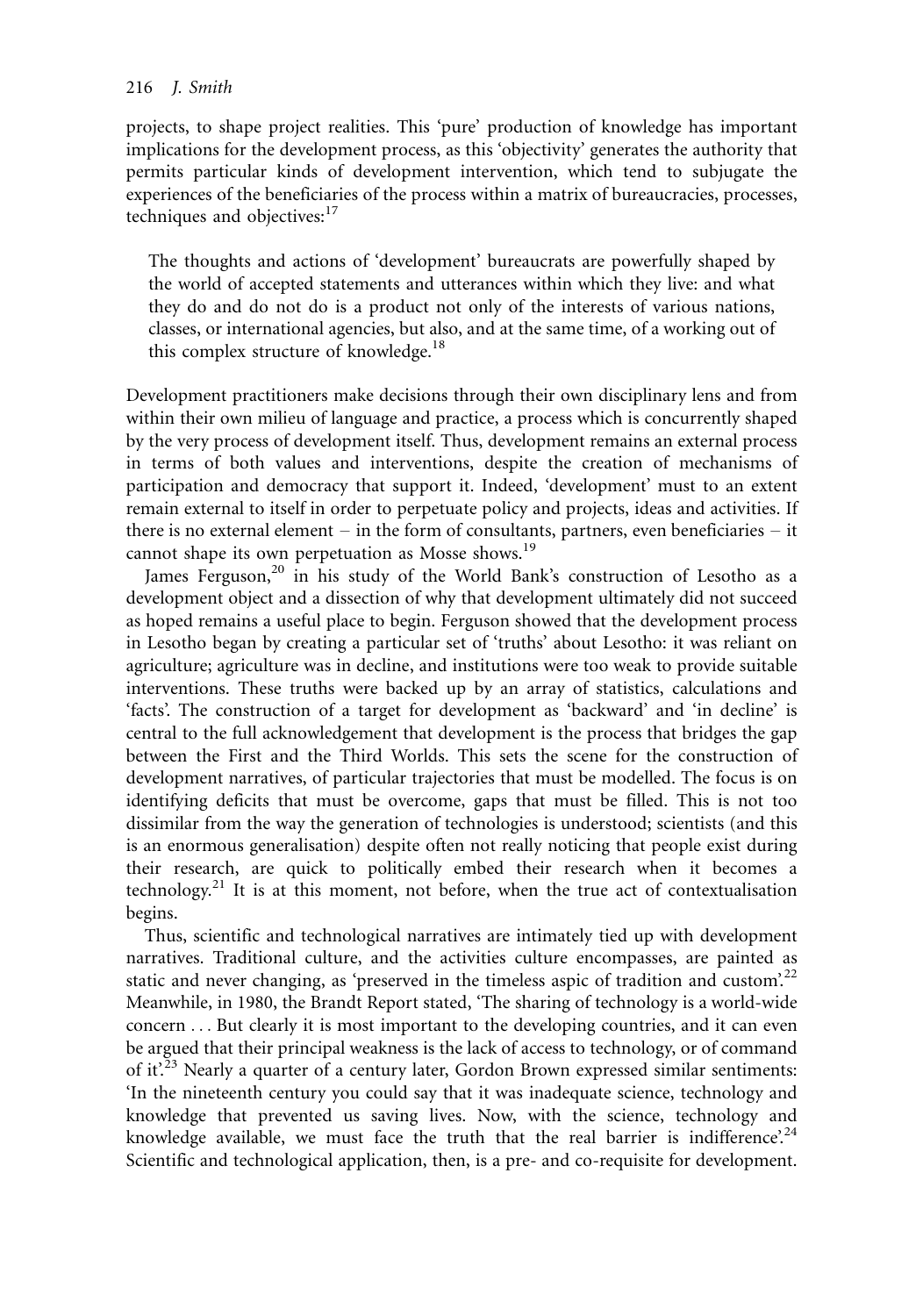projects, to shape project realities. This 'pure' production of knowledge has important implications for the development process, as this 'objectivity' generates the authority that permits particular kinds of development intervention, which tend to subjugate the experiences of the beneficiaries of the process within a matrix of bureaucracies, processes, techniques and objectives:[17]

> The thoughts and actions of 'development' bureaucrats are powerfully shaped by the world of accepted statements and utterances within which they live: and what they do and do not do is a product not only of the interests of various nations, classes, or international agencies, but also, and at the same time, of a working out of this complex structure of knowledge.[18]

Development practitioners make decisions through their own disciplinary lens and from within their own milieu of language and practice, a process which is concurrently shaped by the very process of development itself. Thus, development remains an external process in terms of both values and interventions, despite the creation of mechanisms of participation and democracy that support it. Indeed, 'development' must to an extent remain external to itself in order to perpetuate policy and projects, ideas and activities. If there is no external element – in the form of consultants, partners, even beneficiaries – it cannot shape its own perpetuation as Mosse shows.[19]

James Ferguson,[20] in his study of the World Bank's construction of Lesotho as a development object and a dissection of why that development ultimately did not succeed as hoped remains a useful place to begin. Ferguson showed that the development process in Lesotho began by creating a particular set of 'truths' about Lesotho: it was reliant on agriculture; agriculture was in decline, and institutions were too weak to provide suitable interventions. These truths were backed up by an array of statistics, calculations and 'facts'. The construction of a target for development as 'backward' and 'in decline' is central to the full acknowledgement that development is the process that bridges the gap between the First and the Third Worlds. This sets the scene for the construction of development narratives, of particular trajectories that must be modelled. The focus is on identifying deficits that must be overcome, gaps that must be filled. This is not too dissimilar from the way the generation of technologies is understood; scientists (and this is an enormous generalisation) despite often not really noticing that people exist during their research, are quick to politically embed their research when it becomes a technology.[21] It is at this moment, not before, when the true act of contextualisation begins.

Thus, scientific and technological narratives are intimately tied up with development narratives. Traditional culture, and the activities culture encompasses, are painted as static and never changing, as 'preserved in the timeless aspic of tradition and custom'.[22] Meanwhile, in 1980, the Brandt Report stated, 'The sharing of technology is a world-wide concern . . . But clearly it is most important to the developing countries, and it can even be argued that their principal weakness is the lack of access to technology, or of command of it'.[23] Nearly a quarter of a century later, Gordon Brown expressed similar sentiments: 'In the nineteenth century you could say that it was inadequate science, technology and knowledge that prevented us saving lives. Now, with the science, technology and knowledge available, we must face the truth that the real barrier is indifference'.[24] Scientific and technological application, then, is a pre- and co-requisite for development.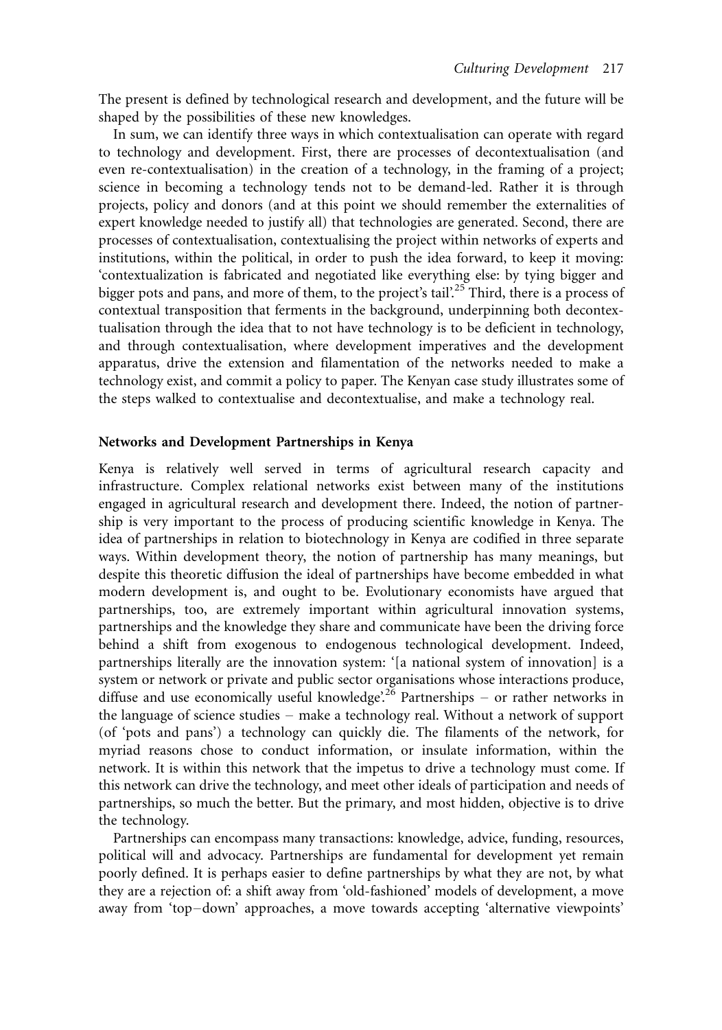The present is defined by technological research and development, and the future will be shaped by the possibilities of these new knowledges.

In sum, we can identify three ways in which contextualisation can operate with regard to technology and development. First, there are processes of decontextualisation (and even re-contextualisation) in the creation of a technology, in the framing of a project; science in becoming a technology tends not to be demand-led. Rather it is through projects, policy and donors (and at this point we should remember the externalities of expert knowledge needed to justify all) that technologies are generated. Second, there are processes of contextualisation, contextualising the project within networks of experts and institutions, within the political, in order to push the idea forward, to keep it moving: 'contextualization is fabricated and negotiated like everything else: by tying bigger and bigger pots and pans, and more of them, to the project's tail'.[25] Third, there is a process of contextual transposition that ferments in the background, underpinning both decontextualisation through the idea that to not have technology is to be deficient in technology, and through contextualisation, where development imperatives and the development apparatus, drive the extension and filamentation of the networks needed to make a technology exist, and commit a policy to paper. The Kenyan case study illustrates some of the steps walked to contextualise and decontextualise, and make a technology real.

## Networks and Development Partnerships in Kenya

Kenya is relatively well served in terms of agricultural research capacity and infrastructure. Complex relational networks exist between many of the institutions engaged in agricultural research and development there. Indeed, the notion of partnership is very important to the process of producing scientific knowledge in Kenya. The idea of partnerships in relation to biotechnology in Kenya are codified in three separate ways. Within development theory, the notion of partnership has many meanings, but despite this theoretic diffusion the ideal of partnerships have become embedded in what modern development is, and ought to be. Evolutionary economists have argued that partnerships, too, are extremely important within agricultural innovation systems, partnerships and the knowledge they share and communicate have been the driving force behind a shift from exogenous to endogenous technological development. Indeed, partnerships literally are the innovation system: '[a national system of innovation] is a system or network or private and public sector organisations whose interactions produce, diffuse and use economically useful knowledge'.[26] Partnerships – or rather networks in the language of science studies – make a technology real. Without a network of support (of 'pots and pans') a technology can quickly die. The filaments of the network, for myriad reasons chose to conduct information, or insulate information, within the network. It is within this network that the impetus to drive a technology must come. If this network can drive the technology, and meet other ideals of participation and needs of partnerships, so much the better. But the primary, and most hidden, objective is to drive the technology.

Partnerships can encompass many transactions: knowledge, advice, funding, resources, political will and advocacy. Partnerships are fundamental for development yet remain poorly defined. It is perhaps easier to define partnerships by what they are not, by what they are a rejection of: a shift away from 'old-fashioned' models of development, a move away from 'top–down' approaches, a move towards accepting 'alternative viewpoints'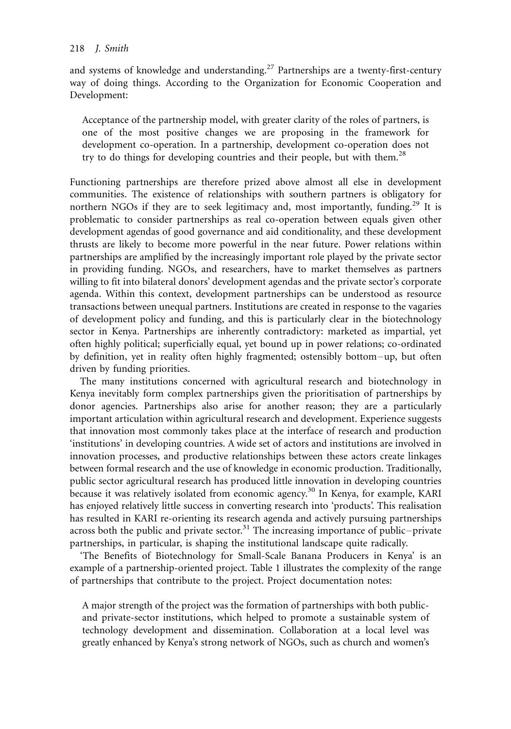and systems of knowledge and understanding.[27] Partnerships are a twenty-first-century way of doing things. According to the Organization for Economic Cooperation and Development:

> Acceptance of the partnership model, with greater clarity of the roles of partners, is one of the most positive changes we are proposing in the framework for development co-operation. In a partnership, development co-operation does not try to do things for developing countries and their people, but with them.[28]

Functioning partnerships are therefore prized above almost all else in development communities. The existence of relationships with southern partners is obligatory for northern NGOs if they are to seek legitimacy and, most importantly, funding.[29] It is problematic to consider partnerships as real co-operation between equals given other development agendas of good governance and aid conditionality, and these development thrusts are likely to become more powerful in the near future. Power relations within partnerships are amplified by the increasingly important role played by the private sector in providing funding. NGOs, and researchers, have to market themselves as partners willing to fit into bilateral donors' development agendas and the private sector's corporate agenda. Within this context, development partnerships can be understood as resource transactions between unequal partners. Institutions are created in response to the vagaries of development policy and funding, and this is particularly clear in the biotechnology sector in Kenya. Partnerships are inherently contradictory: marketed as impartial, yet often highly political; superficially equal, yet bound up in power relations; co-ordinated by definition, yet in reality often highly fragmented; ostensibly bottom–up, but often driven by funding priorities.

The many institutions concerned with agricultural research and biotechnology in Kenya inevitably form complex partnerships given the prioritisation of partnerships by donor agencies. Partnerships also arise for another reason; they are a particularly important articulation within agricultural research and development. Experience suggests that innovation most commonly takes place at the interface of research and production 'institutions' in developing countries. A wide set of actors and institutions are involved in innovation processes, and productive relationships between these actors create linkages between formal research and the use of knowledge in economic production. Traditionally, public sector agricultural research has produced little innovation in developing countries because it was relatively isolated from economic agency.[30] In Kenya, for example, KARI has enjoyed relatively little success in converting research into 'products'. This realisation has resulted in KARI re-orienting its research agenda and actively pursuing partnerships across both the public and private sector.[31] The increasing importance of public–private partnerships, in particular, is shaping the institutional landscape quite radically.

'The Benefits of Biotechnology for Small-Scale Banana Producers in Kenya' is an example of a partnership-oriented project. Table 1 illustrates the complexity of the range of partnerships that contribute to the project. Project documentation notes:

> A major strength of the project was the formation of partnerships with both public- and private-sector institutions, which helped to promote a sustainable system of technology development and dissemination. Collaboration at a local level was greatly enhanced by Kenya's strong network of NGOs, such as church and women's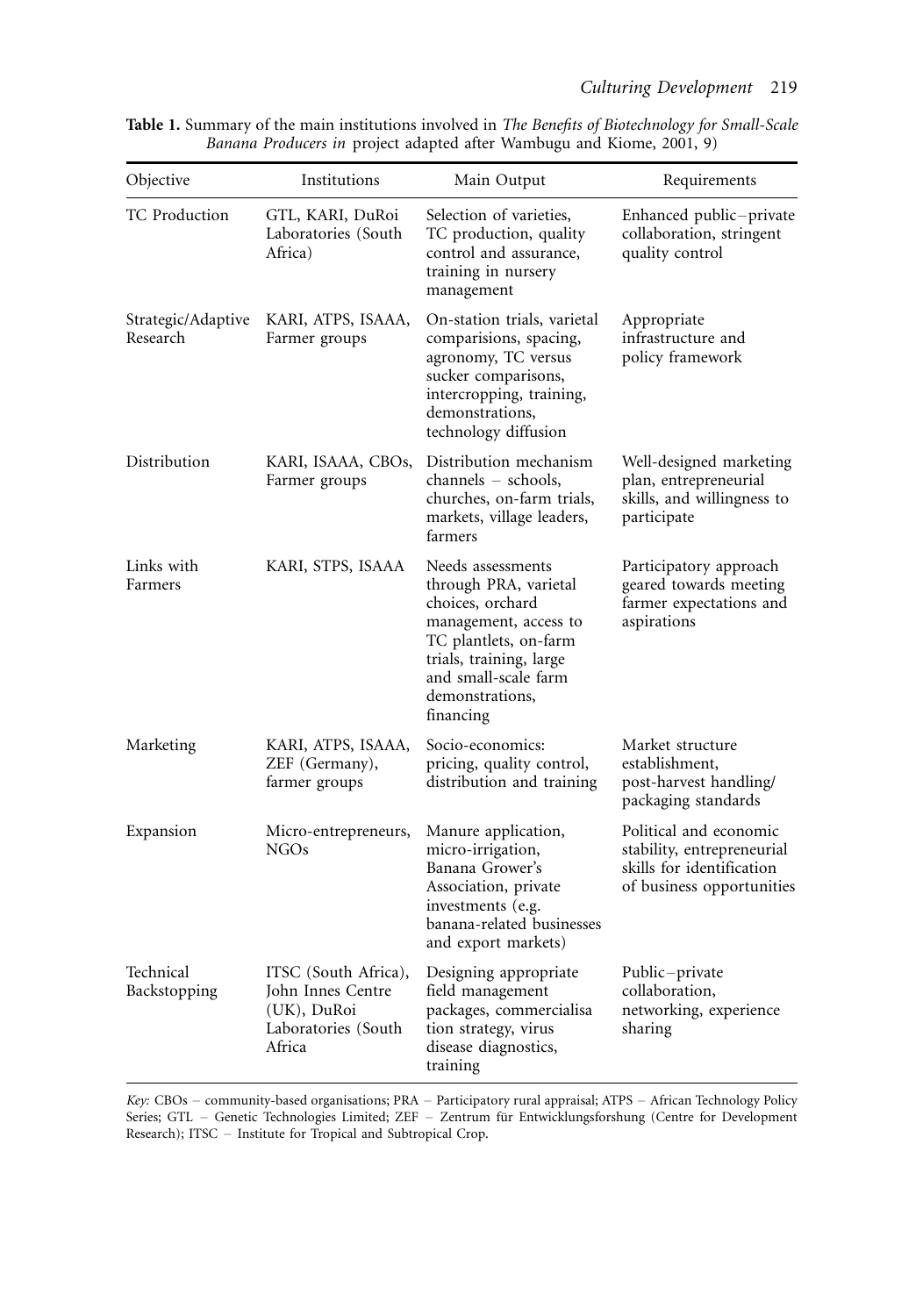**Table 1.** Summary of the main institutions involved in *The Benefits of Biotechnology for Small-Scale Banana Producers in* project adapted after Wambugu and Kiome, 2001, 9)

| Objective | Institutions | Main Output | Requirements |
|---|---|---|---|
| TC Production | GTL, KARI, DuRoi Laboratories (South Africa) | Selection of varieties, TC production, quality control and assurance, training in nursery management | Enhanced public–private collaboration, stringent quality control |
| Strategic/Adaptive Research | KARI, ATPS, ISAAA, Farmer groups | On-station trials, varietal comparisions, spacing, agronomy, TC versus sucker comparisons, intercropping, training, demonstrations, technology diffusion | Appropriate infrastructure and policy framework |
| Distribution | KARI, ISAAA, CBOs, Farmer groups | Distribution mechanism channels – schools, churches, on-farm trials, markets, village leaders, farmers | Well-designed marketing plan, entrepreneurial skills, and willingness to participate |
| Links with Farmers | KARI, STPS, ISAAA | Needs assessments through PRA, varietal choices, orchard management, access to TC plantlets, on-farm trials, training, large and small-scale farm demonstrations, financing | Participatory approach geared towards meeting farmer expectations and aspirations |
| Marketing | KARI, ATPS, ISAAA, ZEF (Germany), farmer groups | Socio-economics: pricing, quality control, distribution and training | Market structure establishment, post-harvest handling/ packaging standards |
| Expansion | Micro-entrepreneurs, NGOs | Manure application, micro-irrigation, Banana Grower's Association, private investments (e.g. banana-related businesses and export markets) | Political and economic stability, entrepreneurial skills for identification of business opportunities |
| Technical Backstopping | ITSC (South Africa), John Innes Centre (UK), DuRoi Laboratories (South Africa | Designing appropriate field management packages, commercialisa tion strategy, virus disease diagnostics, training | Public–private collaboration, networking, experience sharing |

*Key:* CBOs – community-based organisations; PRA – Participatory rural appraisal; ATPS – African Technology Policy Series; GTL – Genetic Technologies Limited; ZEF – Zentrum für Entwicklungsforshung (Centre for Development Research); ITSC – Institute for Tropical and Subtropical Crop.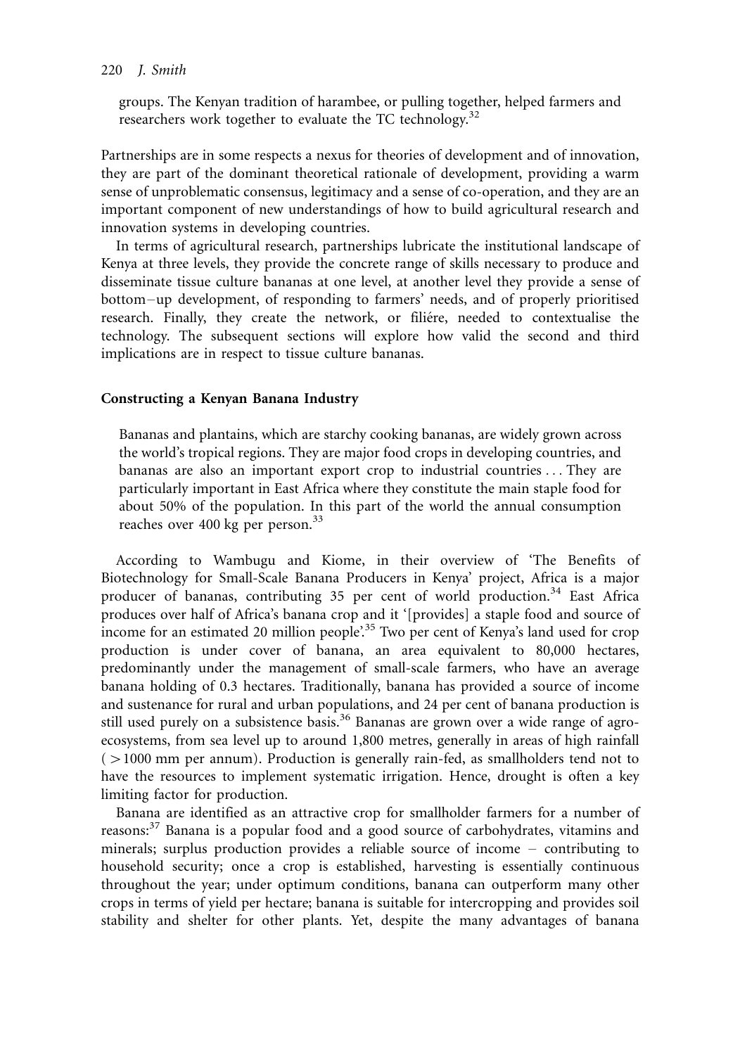groups. The Kenyan tradition of harambee, or pulling together, helped farmers and researchers work together to evaluate the TC technology.[32]

Partnerships are in some respects a nexus for theories of development and of innovation, they are part of the dominant theoretical rationale of development, providing a warm sense of unproblematic consensus, legitimacy and a sense of co-operation, and they are an important component of new understandings of how to build agricultural research and innovation systems in developing countries.

In terms of agricultural research, partnerships lubricate the institutional landscape of Kenya at three levels, they provide the concrete range of skills necessary to produce and disseminate tissue culture bananas at one level, at another level they provide a sense of bottom–up development, of responding to farmers' needs, and of properly prioritised research. Finally, they create the network, or filiére, needed to contextualise the technology. The subsequent sections will explore how valid the second and third implications are in respect to tissue culture bananas.

### Constructing a Kenyan Banana Industry

> Bananas and plantains, which are starchy cooking bananas, are widely grown across the world's tropical regions. They are major food crops in developing countries, and bananas are also an important export crop to industrial countries ... They are particularly important in East Africa where they constitute the main staple food for about 50% of the population. In this part of the world the annual consumption reaches over 400 kg per person.[33]

According to Wambugu and Kiome, in their overview of 'The Benefits of Biotechnology for Small-Scale Banana Producers in Kenya' project, Africa is a major producer of bananas, contributing 35 per cent of world production.[34] East Africa produces over half of Africa's banana crop and it '[provides] a staple food and source of income for an estimated 20 million people'.[35] Two per cent of Kenya's land used for crop production is under cover of banana, an area equivalent to 80,000 hectares, predominantly under the management of small-scale farmers, who have an average banana holding of 0.3 hectares. Traditionally, banana has provided a source of income and sustenance for rural and urban populations, and 24 per cent of banana production is still used purely on a subsistence basis.[36] Bananas are grown over a wide range of agro-ecosystems, from sea level up to around 1,800 metres, generally in areas of high rainfall ( >1000 mm per annum). Production is generally rain-fed, as smallholders tend not to have the resources to implement systematic irrigation. Hence, drought is often a key limiting factor for production.

Banana are identified as an attractive crop for smallholder farmers for a number of reasons:[37] Banana is a popular food and a good source of carbohydrates, vitamins and minerals; surplus production provides a reliable source of income – contributing to household security; once a crop is established, harvesting is essentially continuous throughout the year; under optimum conditions, banana can outperform many other crops in terms of yield per hectare; banana is suitable for intercropping and provides soil stability and shelter for other plants. Yet, despite the many advantages of banana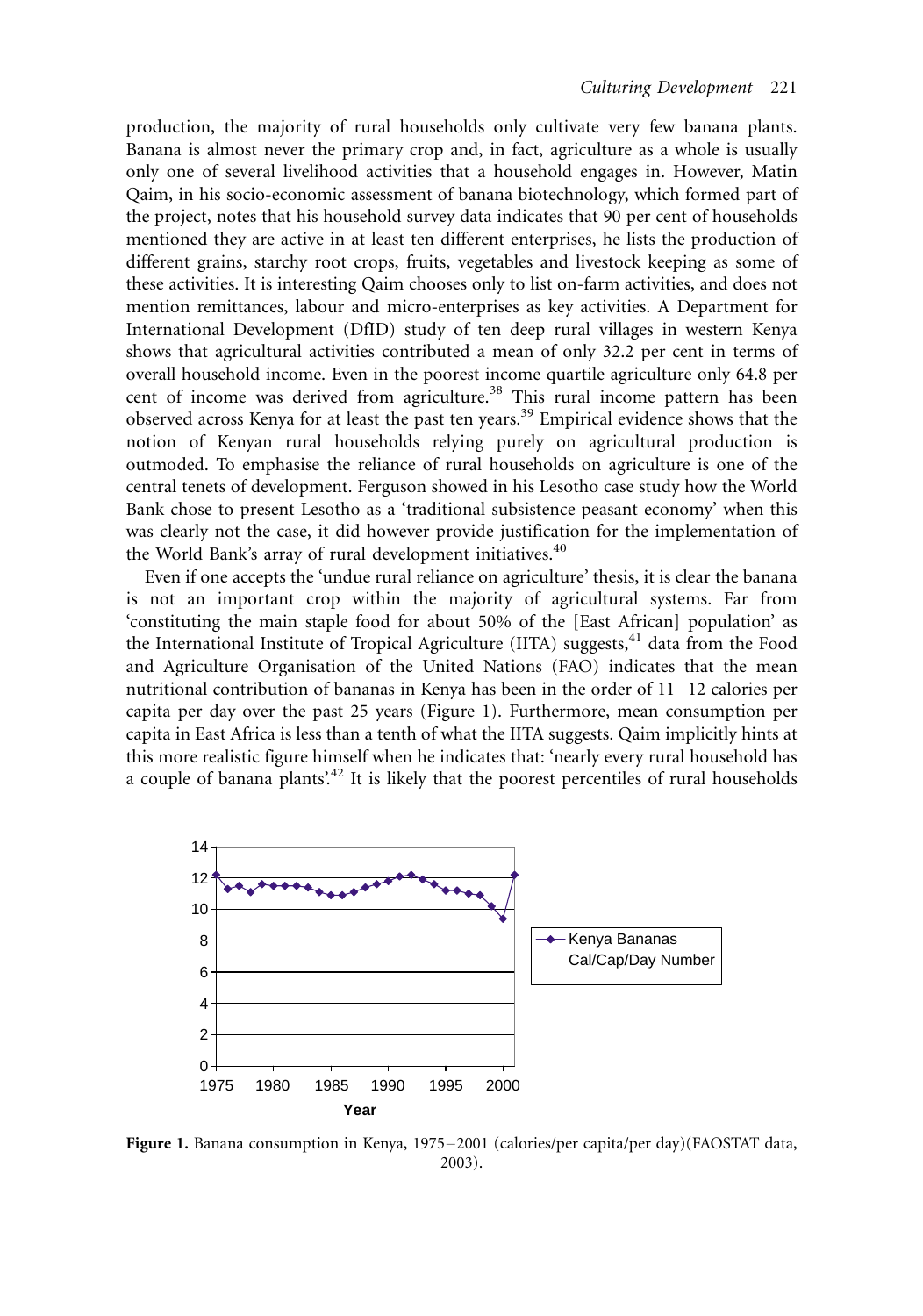production, the majority of rural households only cultivate very few banana plants. Banana is almost never the primary crop and, in fact, agriculture as a whole is usually only one of several livelihood activities that a household engages in. However, Matin Qaim, in his socio-economic assessment of banana biotechnology, which formed part of the project, notes that his household survey data indicates that 90 per cent of households mentioned they are active in at least ten different enterprises, he lists the production of different grains, starchy root crops, fruits, vegetables and livestock keeping as some of these activities. It is interesting Qaim chooses only to list on-farm activities, and does not mention remittances, labour and micro-enterprises as key activities. A Department for International Development (DfID) study of ten deep rural villages in western Kenya shows that agricultural activities contributed a mean of only 32.2 per cent in terms of overall household income. Even in the poorest income quartile agriculture only 64.8 per cent of income was derived from agriculture.[38] This rural income pattern has been observed across Kenya for at least the past ten years.[39] Empirical evidence shows that the notion of Kenyan rural households relying purely on agricultural production is outmoded. To emphasise the reliance of rural households on agriculture is one of the central tenets of development. Ferguson showed in his Lesotho case study how the World Bank chose to present Lesotho as a 'traditional subsistence peasant economy' when this was clearly not the case, it did however provide justification for the implementation of the World Bank's array of rural development initiatives.[40]

Even if one accepts the 'undue rural reliance on agriculture' thesis, it is clear the banana is not an important crop within the majority of agricultural systems. Far from 'constituting the main staple food for about 50% of the [East African] population' as the International Institute of Tropical Agriculture (IITA) suggests,[41] data from the Food and Agriculture Organisation of the United Nations (FAO) indicates that the mean nutritional contribution of bananas in Kenya has been in the order of 11–12 calories per capita per day over the past 25 years (Figure 1). Furthermore, mean consumption per capita in East Africa is less than a tenth of what the IITA suggests. Qaim implicitly hints at this more realistic figure himself when he indicates that: 'nearly every rural household has a couple of banana plants'.[42] It is likely that the poorest percentiles of rural households

**Figure 1.** Banana consumption in Kenya, 1975–2001 (calories/per capita/per day)(FAOSTAT data, 2003).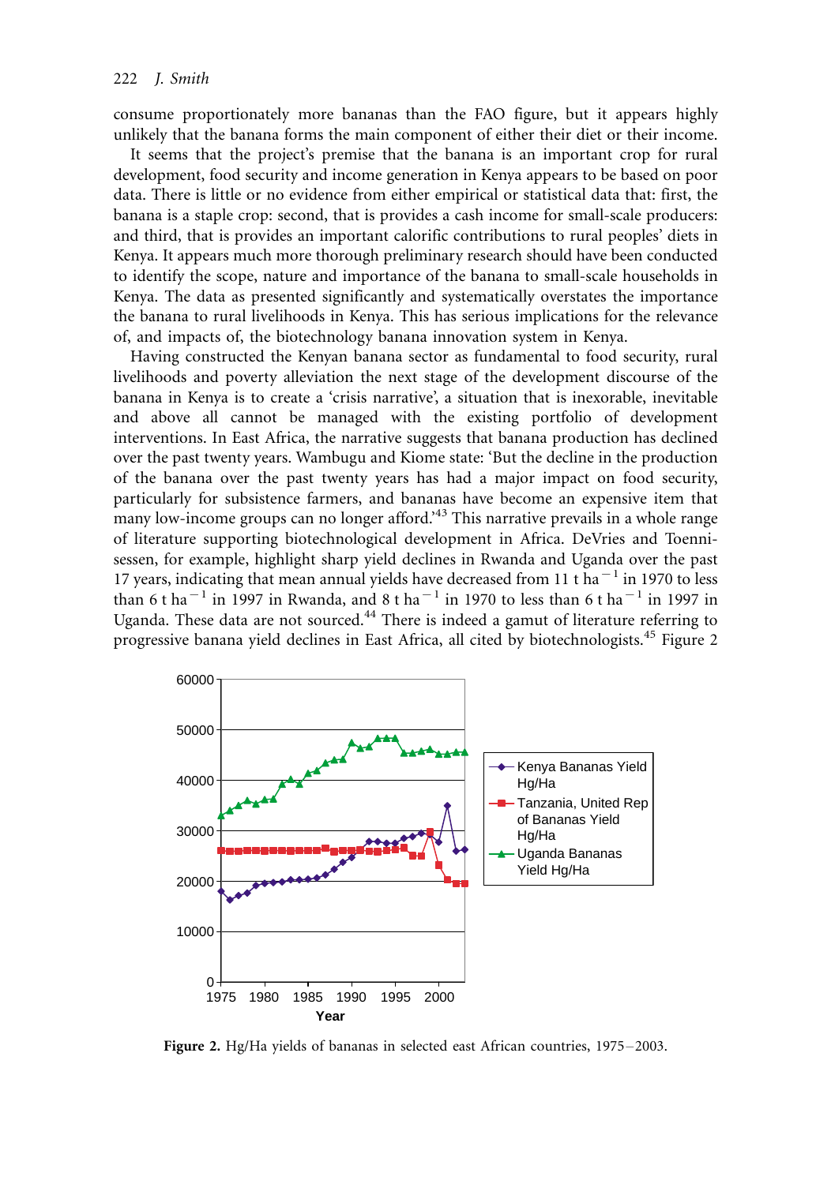consume proportionately more bananas than the FAO figure, but it appears highly unlikely that the banana forms the main component of either their diet or their income.

It seems that the project's premise that the banana is an important crop for rural development, food security and income generation in Kenya appears to be based on poor data. There is little or no evidence from either empirical or statistical data that: first, the banana is a staple crop: second, that is provides a cash income for small-scale producers: and third, that is provides an important calorific contributions to rural peoples' diets in Kenya. It appears much more thorough preliminary research should have been conducted to identify the scope, nature and importance of the banana to small-scale households in Kenya. The data as presented significantly and systematically overstates the importance the banana to rural livelihoods in Kenya. This has serious implications for the relevance of, and impacts of, the biotechnology banana innovation system in Kenya.

Having constructed the Kenyan banana sector as fundamental to food security, rural livelihoods and poverty alleviation the next stage of the development discourse of the banana in Kenya is to create a 'crisis narrative', a situation that is inexorable, inevitable and above all cannot be managed with the existing portfolio of development interventions. In East Africa, the narrative suggests that banana production has declined over the past twenty years. Wambugu and Kiome state: 'But the decline in the production of the banana over the past twenty years has had a major impact on food security, particularly for subsistence farmers, and bananas have become an expensive item that many low-income groups can no longer afford.'[43] This narrative prevails in a whole range of literature supporting biotechnological development in Africa. DeVries and Toenniessen, for example, highlight sharp yield declines in Rwanda and Uganda over the past 17 years, indicating that mean annual yields have decreased from 11 t ha$^{-1}$ in 1970 to less than 6 t ha$^{-1}$ in 1997 in Rwanda, and 8 t ha$^{-1}$ in 1970 to less than 6 t ha$^{-1}$ in 1997 in Uganda. These data are not sourced.[44] There is indeed a gamut of literature referring to progressive banana yield declines in East Africa, all cited by biotechnologists.[45] Figure 2

**Figure 2.** Hg/Ha yields of bananas in selected east African countries, 1975–2003.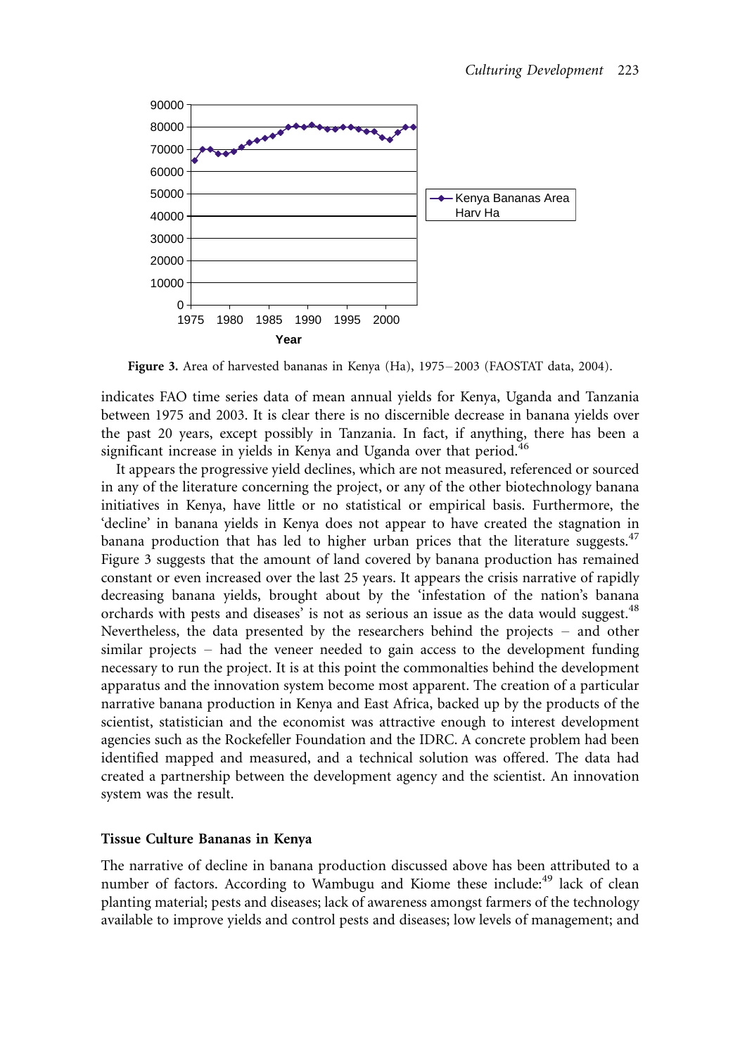Figure 3. Area of harvested bananas in Kenya (Ha), 1975–2003 (FAOSTAT data, 2004).

indicates FAO time series data of mean annual yields for Kenya, Uganda and Tanzania between 1975 and 2003. It is clear there is no discernible decrease in banana yields over the past 20 years, except possibly in Tanzania. In fact, if anything, there has been a significant increase in yields in Kenya and Uganda over that period.[46]

It appears the progressive yield declines, which are not measured, referenced or sourced in any of the literature concerning the project, or any of the other biotechnology banana initiatives in Kenya, have little or no statistical or empirical basis. Furthermore, the 'decline' in banana yields in Kenya does not appear to have created the stagnation in banana production that has led to higher urban prices that the literature suggests.[47] Figure 3 suggests that the amount of land covered by banana production has remained constant or even increased over the last 25 years. It appears the crisis narrative of rapidly decreasing banana yields, brought about by the 'infestation of the nation's banana orchards with pests and diseases' is not as serious an issue as the data would suggest.[48] Nevertheless, the data presented by the researchers behind the projects – and other similar projects – had the veneer needed to gain access to the development funding necessary to run the project. It is at this point the commonalties behind the development apparatus and the innovation system become most apparent. The creation of a particular narrative banana production in Kenya and East Africa, backed up by the products of the scientist, statistician and the economist was attractive enough to interest development agencies such as the Rockefeller Foundation and the IDRC. A concrete problem had been identified mapped and measured, and a technical solution was offered. The data had created a partnership between the development agency and the scientist. An innovation system was the result.

### Tissue Culture Bananas in Kenya

The narrative of decline in banana production discussed above has been attributed to a number of factors. According to Wambugu and Kiome these include:[49] lack of clean planting material; pests and diseases; lack of awareness amongst farmers of the technology available to improve yields and control pests and diseases; low levels of management; and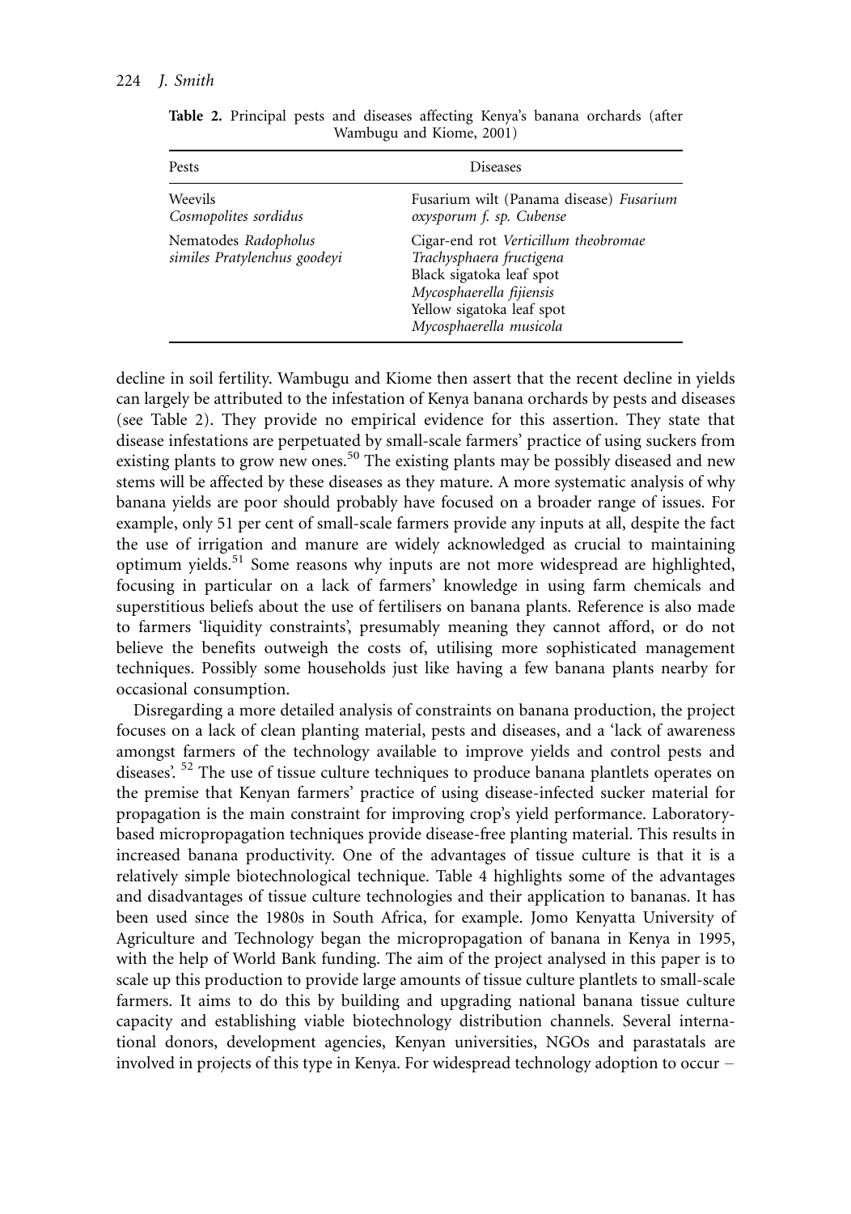**Table 2.** Principal pests and diseases affecting Kenya's banana orchards (after Wambugu and Kiome, 2001)

| Pests | Diseases |
|---|---|
| Weevils *Cosmopolites sordidus* | Fusarium wilt (Panama disease) *Fusarium oxysporum f. sp. Cubense* |
| Nematodes *Radopholus similes Pratylenchus goodeyi* | Cigar-end rot *Verticillium theobromae Trachysphaera fructigena* Black sigatoka leaf spot *Mycosphaerella fijiensis* Yellow sigatoka leaf spot *Mycosphaerella musicola* |

decline in soil fertility. Wambugu and Kiome then assert that the recent decline in yields can largely be attributed to the infestation of Kenya banana orchards by pests and diseases (see Table 2). They provide no empirical evidence for this assertion. They state that disease infestations are perpetuated by small-scale farmers' practice of using suckers from existing plants to grow new ones.[50] The existing plants may be possibly diseased and new stems will be affected by these diseases as they mature. A more systematic analysis of why banana yields are poor should probably have focused on a broader range of issues. For example, only 51 per cent of small-scale farmers provide any inputs at all, despite the fact the use of irrigation and manure are widely acknowledged as crucial to maintaining optimum yields.[51] Some reasons why inputs are not more widespread are highlighted, focusing in particular on a lack of farmers' knowledge in using farm chemicals and superstitious beliefs about the use of fertilisers on banana plants. Reference is also made to farmers 'liquidity constraints', presumably meaning they cannot afford, or do not believe the benefits outweigh the costs of, utilising more sophisticated management techniques. Possibly some households just like having a few banana plants nearby for occasional consumption.

Disregarding a more detailed analysis of constraints on banana production, the project focuses on a lack of clean planting material, pests and diseases, and a 'lack of awareness amongst farmers of the technology available to improve yields and control pests and diseases'.[52] The use of tissue culture techniques to produce banana plantlets operates on the premise that Kenyan farmers' practice of using disease-infected sucker material for propagation is the main constraint for improving crop's yield performance. Laboratory-based micropropagation techniques provide disease-free planting material. This results in increased banana productivity. One of the advantages of tissue culture is that it is a relatively simple biotechnological technique. Table 4 highlights some of the advantages and disadvantages of tissue culture technologies and their application to bananas. It has been used since the 1980s in South Africa, for example. Jomo Kenyatta University of Agriculture and Technology began the micropropagation of banana in Kenya in 1995, with the help of World Bank funding. The aim of the project analysed in this paper is to scale up this production to provide large amounts of tissue culture plantlets to small-scale farmers. It aims to do this by building and upgrading national banana tissue culture capacity and establishing viable biotechnology distribution channels. Several international donors, development agencies, Kenyan universities, NGOs and parastatals are involved in projects of this type in Kenya. For widespread technology adoption to occur –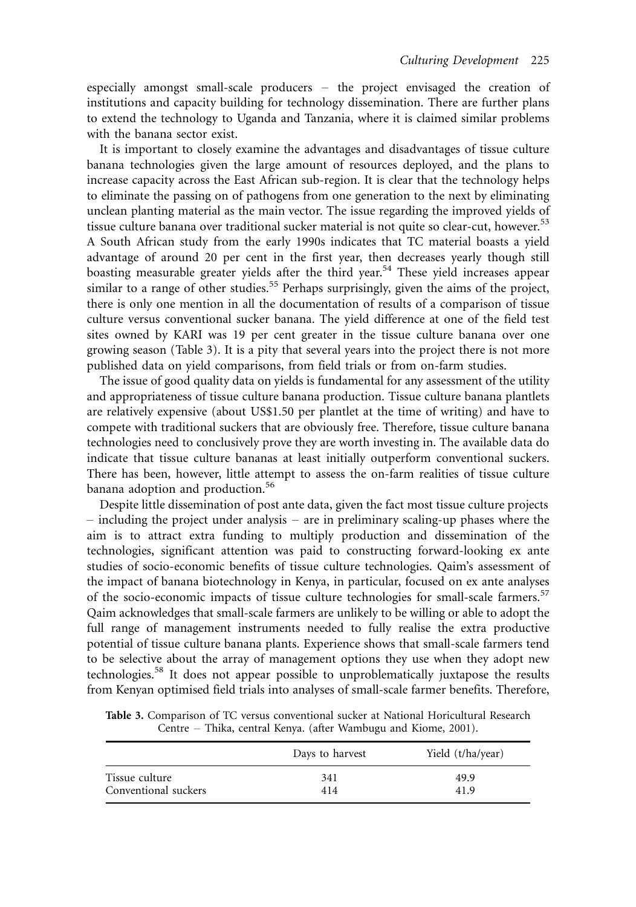especially amongst small-scale producers – the project envisaged the creation of institutions and capacity building for technology dissemination. There are further plans to extend the technology to Uganda and Tanzania, where it is claimed similar problems with the banana sector exist.

It is important to closely examine the advantages and disadvantages of tissue culture banana technologies given the large amount of resources deployed, and the plans to increase capacity across the East African sub-region. It is clear that the technology helps to eliminate the passing on of pathogens from one generation to the next by eliminating unclean planting material as the main vector. The issue regarding the improved yields of tissue culture banana over traditional sucker material is not quite so clear-cut, however.[53] A South African study from the early 1990s indicates that TC material boasts a yield advantage of around 20 per cent in the first year, then decreases yearly though still boasting measurable greater yields after the third year.[54] These yield increases appear similar to a range of other studies.[55] Perhaps surprisingly, given the aims of the project, there is only one mention in all the documentation of results of a comparison of tissue culture versus conventional sucker banana. The yield difference at one of the field test sites owned by KARI was 19 per cent greater in the tissue culture banana over one growing season (Table 3). It is a pity that several years into the project there is not more published data on yield comparisons, from field trials or from on-farm studies.

The issue of good quality data on yields is fundamental for any assessment of the utility and appropriateness of tissue culture banana production. Tissue culture banana plantlets are relatively expensive (about US$1.50 per plantlet at the time of writing) and have to compete with traditional suckers that are obviously free. Therefore, tissue culture banana technologies need to conclusively prove they are worth investing in. The available data do indicate that tissue culture bananas at least initially outperform conventional suckers. There has been, however, little attempt to assess the on-farm realities of tissue culture banana adoption and production.[56]

Despite little dissemination of post ante data, given the fact most tissue culture projects – including the project under analysis – are in preliminary scaling-up phases where the aim is to attract extra funding to multiply production and dissemination of the technologies, significant attention was paid to constructing forward-looking ex ante studies of socio-economic benefits of tissue culture technologies. Qaim's assessment of the impact of banana biotechnology in Kenya, in particular, focused on ex ante analyses of the socio-economic impacts of tissue culture technologies for small-scale farmers.[57] Qaim acknowledges that small-scale farmers are unlikely to be willing or able to adopt the full range of management instruments needed to fully realise the extra productive potential of tissue culture banana plants. Experience shows that small-scale farmers tend to be selective about the array of management options they use when they adopt new technologies.[58] It does not appear possible to unproblematically juxtapose the results from Kenyan optimised field trials into analyses of small-scale farmer benefits. Therefore,

**Table 3.** Comparison of TC versus conventional sucker at National Horicultural Research Centre – Thika, central Kenya. (after Wambugu and Kiome, 2001).

| | Days to harvest | Yield (t/ha/year) |
|---|---|---|
| Tissue culture | 341 | 49.9 |
| Conventional suckers | 414 | 41.9 |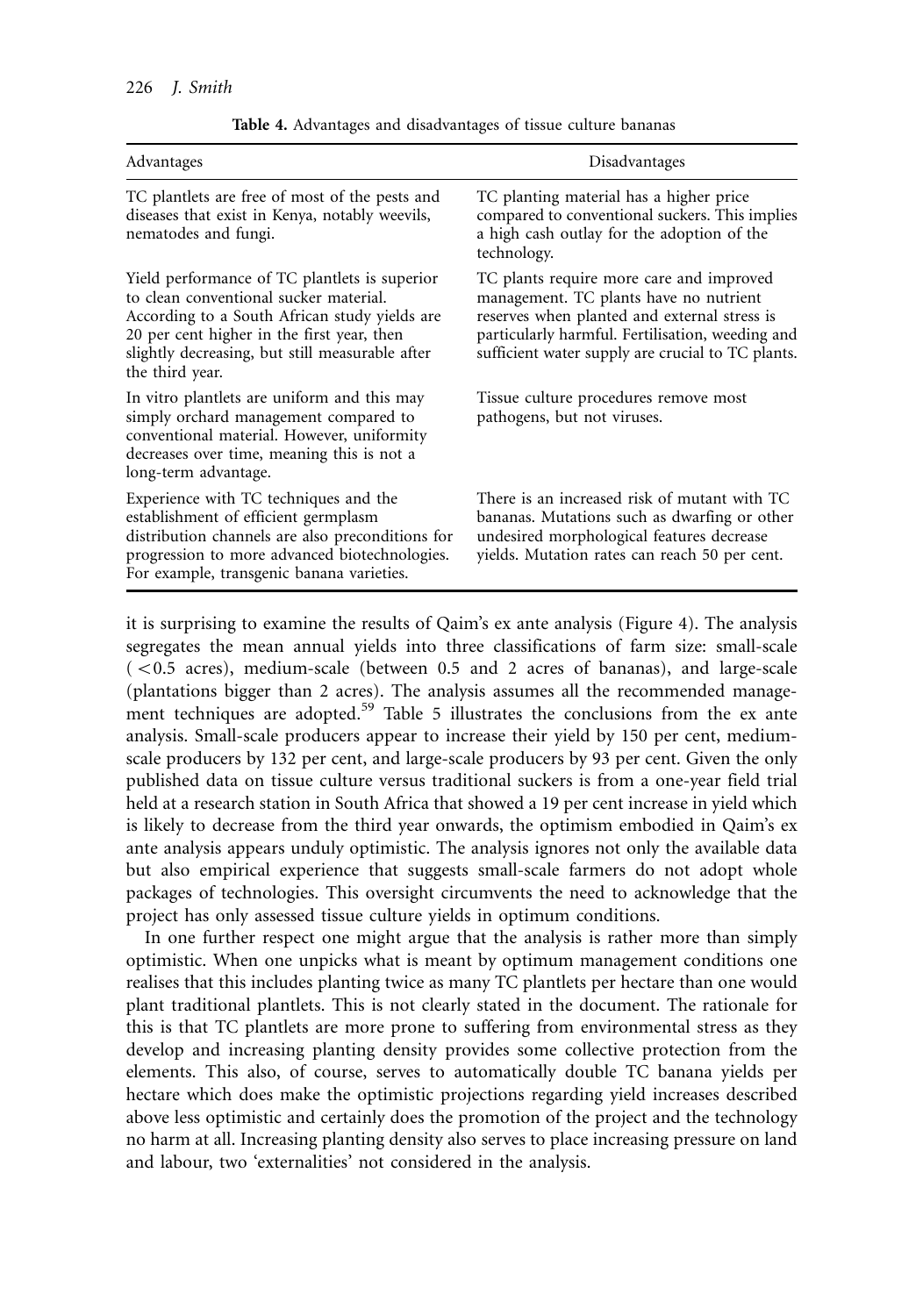**Table 4.** Advantages and disadvantages of tissue culture bananas

| Advantages | Disadvantages |
|---|---|
| TC plantlets are free of most of the pests and diseases that exist in Kenya, notably weevils, nematodes and fungi. | TC planting material has a higher price compared to conventional suckers. This implies a high cash outlay for the adoption of the technology. |
| Yield performance of TC plantlets is superior to clean conventional sucker material. According to a South African study yields are 20 per cent higher in the first year, then slightly decreasing, but still measurable after the third year. | TC plants require more care and improved management. TC plants have no nutrient reserves when planted and external stress is particularly harmful. Fertilisation, weeding and sufficient water supply are crucial to TC plants. |
| In vitro plantlets are uniform and this may simply orchard management compared to conventional material. However, uniformity decreases over time, meaning this is not a long-term advantage. | Tissue culture procedures remove most pathogens, but not viruses. |
| Experience with TC techniques and the establishment of efficient germplasm distribution channels are also preconditions for progression to more advanced biotechnologies. For example, transgenic banana varieties. | There is an increased risk of mutant with TC bananas. Mutations such as dwarfing or other undesired morphological features decrease yields. Mutation rates can reach 50 per cent. |

it is surprising to examine the results of Qaim's ex ante analysis (Figure 4). The analysis segregates the mean annual yields into three classifications of farm size: small-scale (<0.5 acres), medium-scale (between 0.5 and 2 acres of bananas), and large-scale (plantations bigger than 2 acres). The analysis assumes all the recommended management techniques are adopted.[59] Table 5 illustrates the conclusions from the ex ante analysis. Small-scale producers appear to increase their yield by 150 per cent, medium-scale producers by 132 per cent, and large-scale producers by 93 per cent. Given the only published data on tissue culture versus traditional suckers is from a one-year field trial held at a research station in South Africa that showed a 19 per cent increase in yield which is likely to decrease from the third year onwards, the optimism embodied in Qaim's ex ante analysis appears unduly optimistic. The analysis ignores not only the available data but also empirical experience that suggests small-scale farmers do not adopt whole packages of technologies. This oversight circumvents the need to acknowledge that the project has only assessed tissue culture yields in optimum conditions.

In one further respect one might argue that the analysis is rather more than simply optimistic. When one unpicks what is meant by optimum management conditions one realises that this includes planting twice as many TC plantlets per hectare than one would plant traditional plantlets. This is not clearly stated in the document. The rationale for this is that TC plantlets are more prone to suffering from environmental stress as they develop and increasing planting density provides some collective protection from the elements. This also, of course, serves to automatically double TC banana yields per hectare which does make the optimistic projections regarding yield increases described above less optimistic and certainly does the promotion of the project and the technology no harm at all. Increasing planting density also serves to place increasing pressure on land and labour, two 'externalities' not considered in the analysis.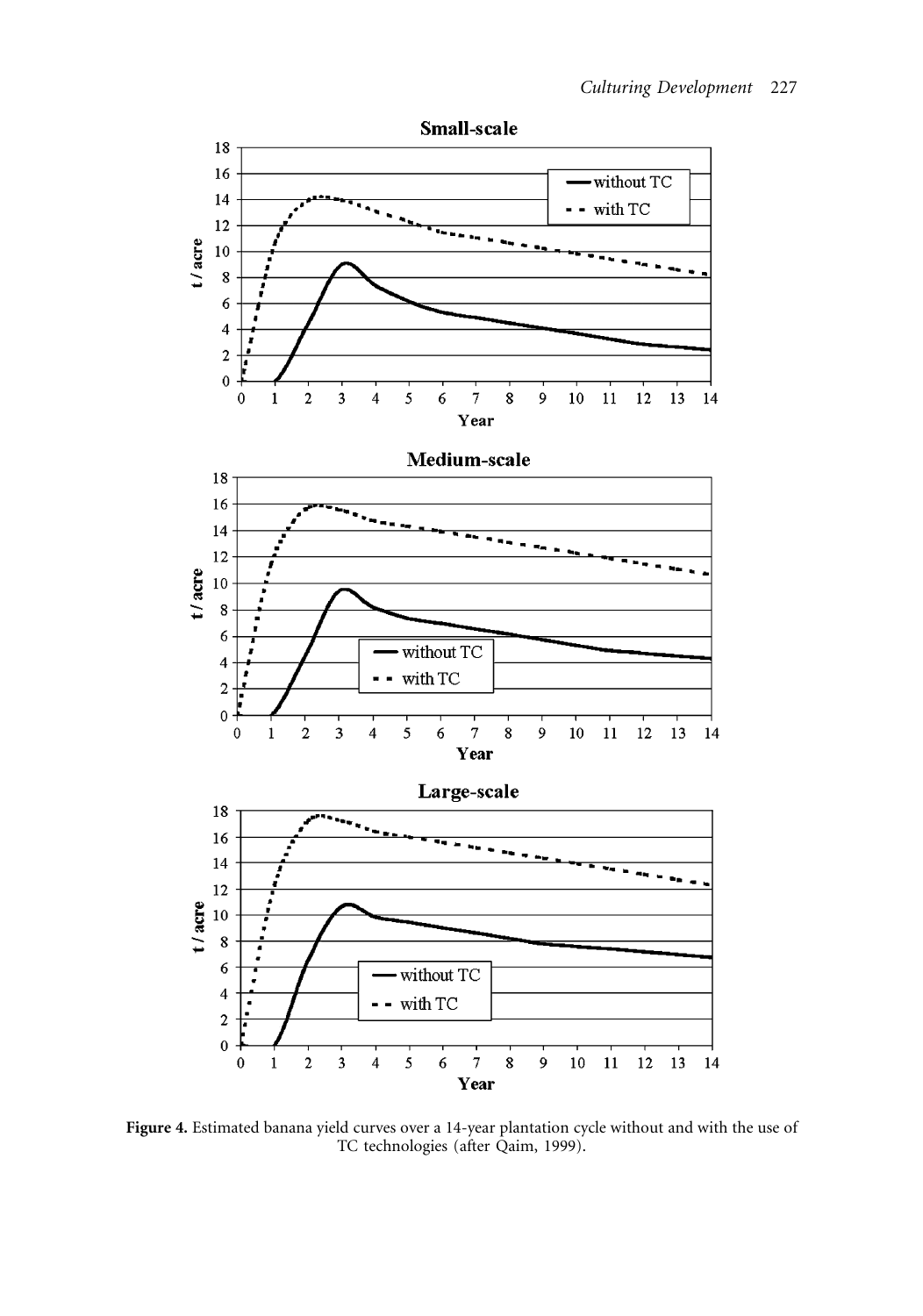**Figure 4.** Estimated banana yield curves over a 14-year plantation cycle without and with the use of TC technologies (after Qaim, 1999).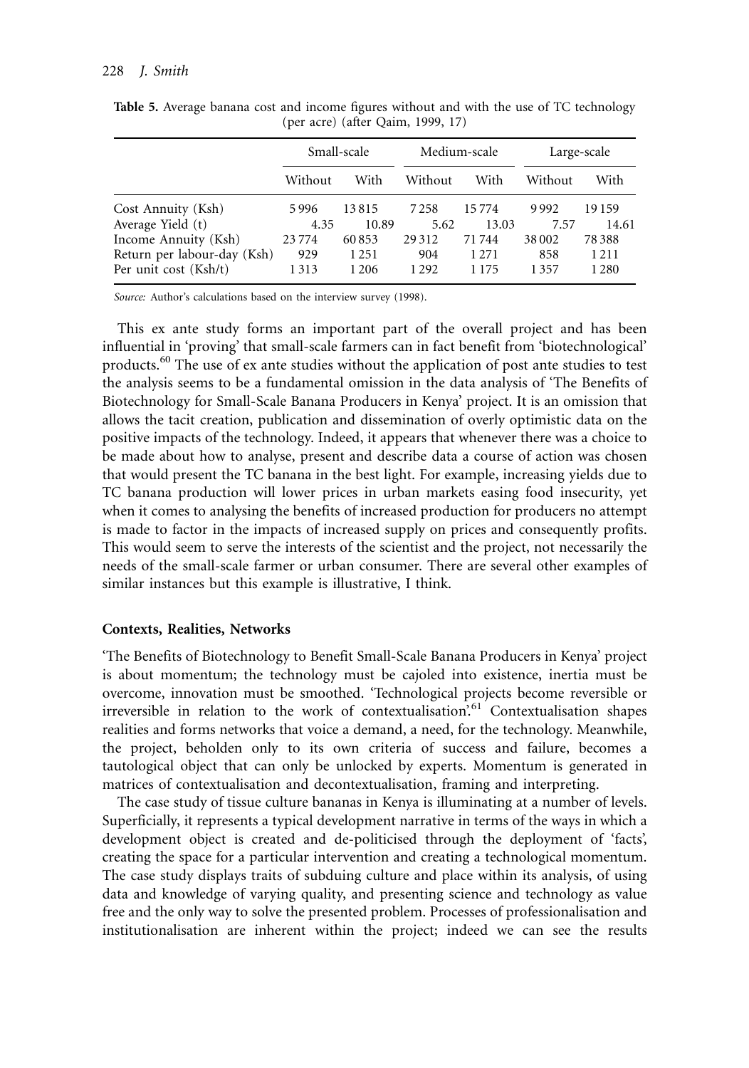**Table 5.** Average banana cost and income figures without and with the use of TC technology (per acre) (after Qaim, 1999, 17)

| | Small-scale | | Medium-scale | | Large-scale | |
|---|---|---|---|---|---|---|
| | Without | With | Without | With | Without | With |
| Cost Annuity (Ksh) | 5 996 | 13 815 | 7 258 | 15 774 | 9 992 | 19 159 |
| Average Yield (t) | 4.35 | 10.89 | 5.62 | 13.03 | 7.57 | 14.61 |
| Income Annuity (Ksh) | 23 774 | 60 853 | 29 312 | 71 744 | 38 002 | 78 388 |
| Return per labour-day (Ksh) | 929 | 1 251 | 904 | 1 271 | 858 | 1 211 |
| Per unit cost (Ksh/t) | 1 313 | 1 206 | 1 292 | 1 175 | 1 357 | 1 280 |

*Source:* Author's calculations based on the interview survey (1998).

This ex ante study forms an important part of the overall project and has been influential in 'proving' that small-scale farmers can in fact benefit from 'biotechnological' products.[60] The use of ex ante studies without the application of post ante studies to test the analysis seems to be a fundamental omission in the data analysis of 'The Benefits of Biotechnology for Small-Scale Banana Producers in Kenya' project. It is an omission that allows the tacit creation, publication and dissemination of overly optimistic data on the positive impacts of the technology. Indeed, it appears that whenever there was a choice to be made about how to analyse, present and describe data a course of action was chosen that would present the TC banana in the best light. For example, increasing yields due to TC banana production will lower prices in urban markets easing food insecurity, yet when it comes to analysing the benefits of increased production for producers no attempt is made to factor in the impacts of increased supply on prices and consequently profits. This would seem to serve the interests of the scientist and the project, not necessarily the needs of the small-scale farmer or urban consumer. There are several other examples of similar instances but this example is illustrative, I think.

## Contexts, Realities, Networks

'The Benefits of Biotechnology to Benefit Small-Scale Banana Producers in Kenya' project is about momentum; the technology must be cajoled into existence, inertia must be overcome, innovation must be smoothed. 'Technological projects become reversible or irreversible in relation to the work of contextualisation'.[61] Contextualisation shapes realities and forms networks that voice a demand, a need, for the technology. Meanwhile, the project, beholden only to its own criteria of success and failure, becomes a tautological object that can only be unlocked by experts. Momentum is generated in matrices of contextualisation and decontextualisation, framing and interpreting.

The case study of tissue culture bananas in Kenya is illuminating at a number of levels. Superficially, it represents a typical development narrative in terms of the ways in which a development object is created and de-politicised through the deployment of 'facts', creating the space for a particular intervention and creating a technological momentum. The case study displays traits of subduing culture and place within its analysis, of using data and knowledge of varying quality, and presenting science and technology as value free and the only way to solve the presented problem. Processes of professionalisation and institutionalisation are inherent within the project; indeed we can see the results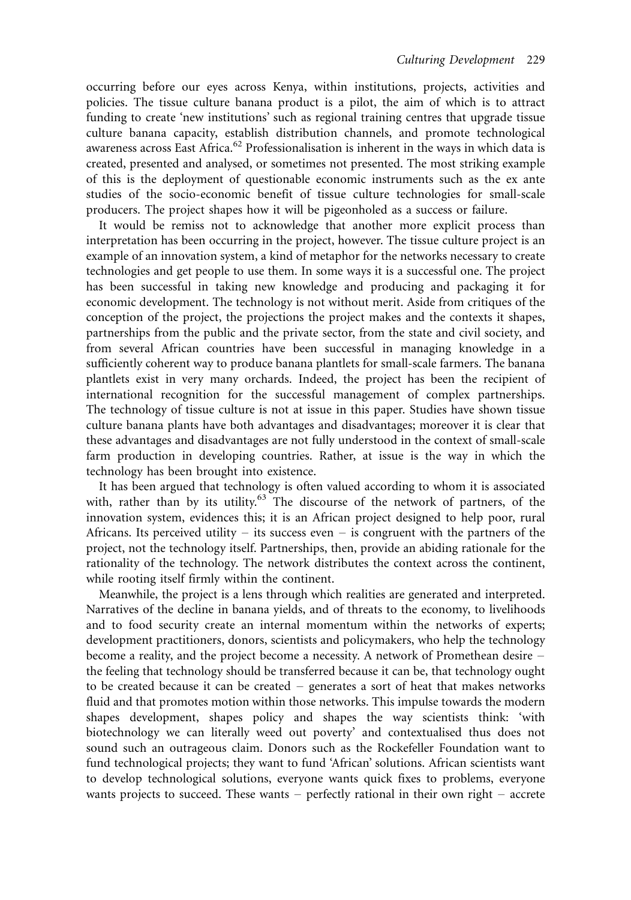occurring before our eyes across Kenya, within institutions, projects, activities and policies. The tissue culture banana product is a pilot, the aim of which is to attract funding to create 'new institutions' such as regional training centres that upgrade tissue culture banana capacity, establish distribution channels, and promote technological awareness across East Africa.[62] Professionalisation is inherent in the ways in which data is created, presented and analysed, or sometimes not presented. The most striking example of this is the deployment of questionable economic instruments such as the ex ante studies of the socio-economic benefit of tissue culture technologies for small-scale producers. The project shapes how it will be pigeonholed as a success or failure.

It would be remiss not to acknowledge that another more explicit process than interpretation has been occurring in the project, however. The tissue culture project is an example of an innovation system, a kind of metaphor for the networks necessary to create technologies and get people to use them. In some ways it is a successful one. The project has been successful in taking new knowledge and producing and packaging it for economic development. The technology is not without merit. Aside from critiques of the conception of the project, the projections the project makes and the contexts it shapes, partnerships from the public and the private sector, from the state and civil society, and from several African countries have been successful in managing knowledge in a sufficiently coherent way to produce banana plantlets for small-scale farmers. The banana plantlets exist in very many orchards. Indeed, the project has been the recipient of international recognition for the successful management of complex partnerships. The technology of tissue culture is not at issue in this paper. Studies have shown tissue culture banana plants have both advantages and disadvantages; moreover it is clear that these advantages and disadvantages are not fully understood in the context of small-scale farm production in developing countries. Rather, at issue is the way in which the technology has been brought into existence.

It has been argued that technology is often valued according to whom it is associated with, rather than by its utility.[63] The discourse of the network of partners, of the innovation system, evidences this; it is an African project designed to help poor, rural Africans. Its perceived utility – its success even – is congruent with the partners of the project, not the technology itself. Partnerships, then, provide an abiding rationale for the rationality of the technology. The network distributes the context across the continent, while rooting itself firmly within the continent.

Meanwhile, the project is a lens through which realities are generated and interpreted. Narratives of the decline in banana yields, and of threats to the economy, to livelihoods and to food security create an internal momentum within the networks of experts; development practitioners, donors, scientists and policymakers, who help the technology become a reality, and the project become a necessity. A network of Promethean desire – the feeling that technology should be transferred because it can be, that technology ought to be created because it can be created – generates a sort of heat that makes networks fluid and that promotes motion within those networks. This impulse towards the modern shapes development, shapes policy and shapes the way scientists think: 'with biotechnology we can literally weed out poverty' and contextualised thus does not sound such an outrageous claim. Donors such as the Rockefeller Foundation want to fund technological projects; they want to fund 'African' solutions. African scientists want to develop technological solutions, everyone wants quick fixes to problems, everyone wants projects to succeed. These wants – perfectly rational in their own right – accrete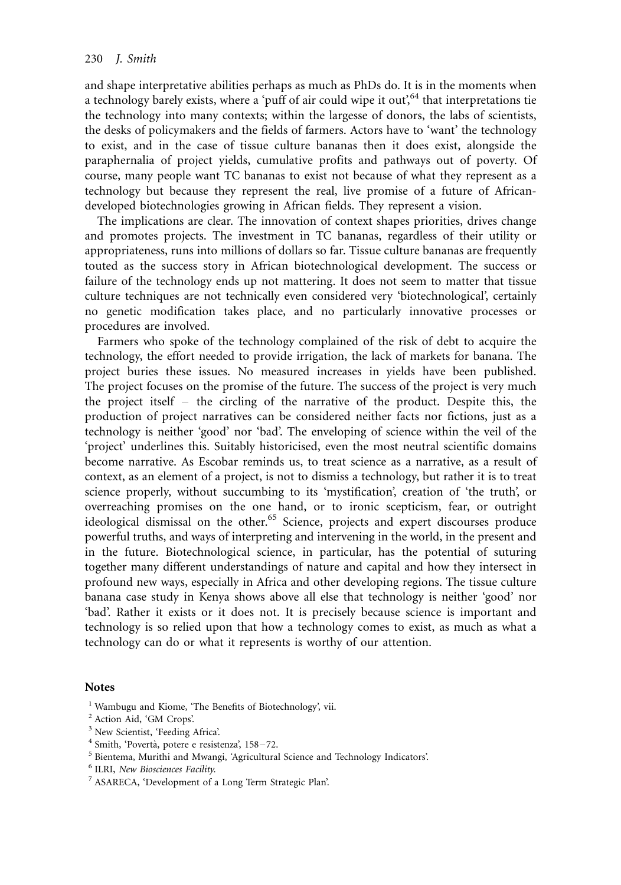and shape interpretative abilities perhaps as much as PhDs do. It is in the moments when a technology barely exists, where a 'puff of air could wipe it out',[64] that interpretations tie the technology into many contexts; within the largesse of donors, the labs of scientists, the desks of policymakers and the fields of farmers. Actors have to 'want' the technology to exist, and in the case of tissue culture bananas then it does exist, alongside the paraphernalia of project yields, cumulative profits and pathways out of poverty. Of course, many people want TC bananas to exist not because of what they represent as a technology but because they represent the real, live promise of a future of African-developed biotechnologies growing in African fields. They represent a vision.

The implications are clear. The innovation of context shapes priorities, drives change and promotes projects. The investment in TC bananas, regardless of their utility or appropriateness, runs into millions of dollars so far. Tissue culture bananas are frequently touted as the success story in African biotechnological development. The success or failure of the technology ends up not mattering. It does not seem to matter that tissue culture techniques are not technically even considered very 'biotechnological', certainly no genetic modification takes place, and no particularly innovative processes or procedures are involved.

Farmers who spoke of the technology complained of the risk of debt to acquire the technology, the effort needed to provide irrigation, the lack of markets for banana. The project buries these issues. No measured increases in yields have been published. The project focuses on the promise of the future. The success of the project is very much the project itself – the circling of the narrative of the product. Despite this, the production of project narratives can be considered neither facts nor fictions, just as a technology is neither 'good' nor 'bad'. The enveloping of science within the veil of the 'project' underlines this. Suitably historicised, even the most neutral scientific domains become narrative. As Escobar reminds us, to treat science as a narrative, as a result of context, as an element of a project, is not to dismiss a technology, but rather it is to treat science properly, without succumbing to its 'mystification', creation of 'the truth', or overreaching promises on the one hand, or to ironic scepticism, fear, or outright ideological dismissal on the other.[65] Science, projects and expert discourses produce powerful truths, and ways of interpreting and intervening in the world, in the present and in the future. Biotechnological science, in particular, has the potential of suturing together many different understandings of nature and capital and how they intersect in profound new ways, especially in Africa and other developing regions. The tissue culture banana case study in Kenya shows above all else that technology is neither 'good' nor 'bad'. Rather it exists or it does not. It is precisely because science is important and technology is so relied upon that how a technology comes to exist, as much as what a technology can do or what it represents is worthy of our attention.

## Notes

1. Wambugu and Kiome, 'The Benefits of Biotechnology', vii.
2. Action Aid, 'GM Crops'.
3. New Scientist, 'Feeding Africa'.
4. Smith, 'Povertà, potere e resistenza', 158–72.
5. Bientema, Murithi and Mwangi, 'Agricultural Science and Technology Indicators'.
6. ILRI, *New Biosciences Facility*.
7. ASARECA, 'Development of a Long Term Strategic Plan'.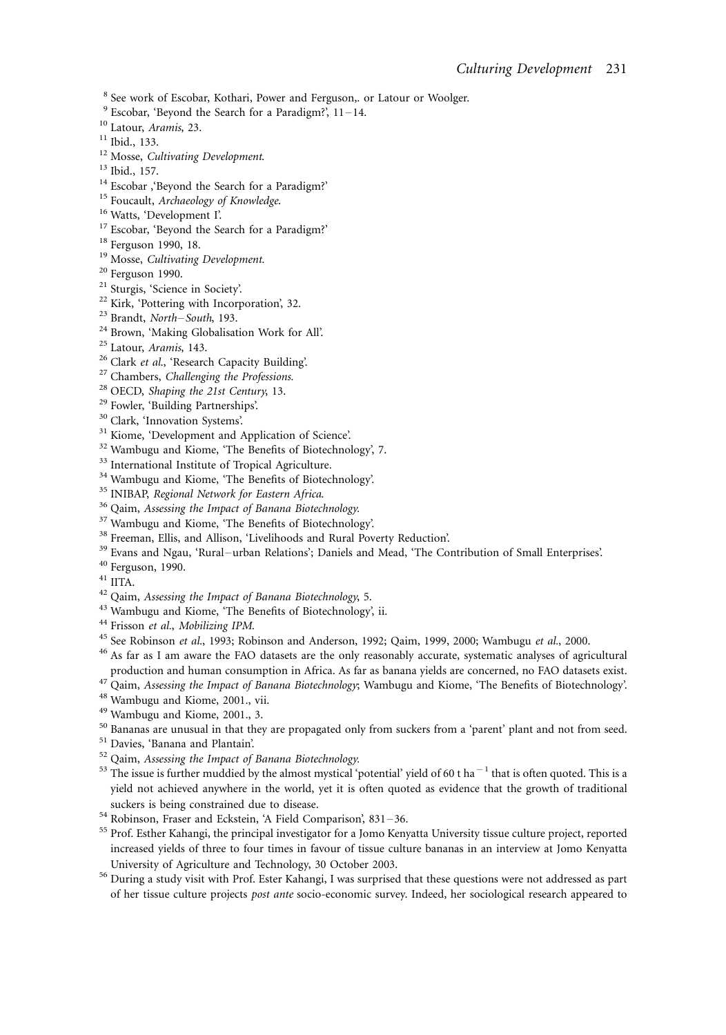[8] See work of Escobar, Kothari, Power and Ferguson,. or Latour or Woolger.

[9] Escobar, 'Beyond the Search for a Paradigm?', 11–14.

[10] Latour, *Aramis*, 23.

[11] Ibid., 133.

[12] Mosse, *Cultivating Development*.

[13] Ibid., 157.

[14] Escobar ,'Beyond the Search for a Paradigm?'

[15] Foucault, *Archaeology of Knowledge*.

[16] Watts, 'Development I'.

[17] Escobar, 'Beyond the Search for a Paradigm?'

[18] Ferguson 1990, 18.

[19] Mosse, *Cultivating Development*.

[20] Ferguson 1990.

[21] Sturgis, 'Science in Society'.

[22] Kirk, 'Pottering with Incorporation', 32.

[23] Brandt, *North–South*, 193.

[24] Brown, 'Making Globalisation Work for All'.

[25] Latour, *Aramis*, 143.

[26] Clark *et al*., 'Research Capacity Building'.

[27] Chambers, *Challenging the Professions*.

[28] OECD, *Shaping the 21st Century*, 13.

[29] Fowler, 'Building Partnerships'.

[30] Clark, 'Innovation Systems'.

[31] Kiome, 'Development and Application of Science'.

[32] Wambugu and Kiome, 'The Benefits of Biotechnology', 7.

[33] International Institute of Tropical Agriculture.

[34] Wambugu and Kiome, 'The Benefits of Biotechnology'.

[35] INIBAP, *Regional Network for Eastern Africa*.

[36] Qaim, *Assessing the Impact of Banana Biotechnology*.

[37] Wambugu and Kiome, 'The Benefits of Biotechnology'.

[38] Freeman, Ellis, and Allison, 'Livelihoods and Rural Poverty Reduction'.

[39] Evans and Ngau, 'Rural–urban Relations'; Daniels and Mead, 'The Contribution of Small Enterprises'.

[40] Ferguson, 1990.

[41] IITA.

[42] Qaim, *Assessing the Impact of Banana Biotechnology*, 5.

[43] Wambugu and Kiome, 'The Benefits of Biotechnology', ii.

[44] Frisson *et al*., *Mobilizing IPM*.

[45] See Robinson *et al*., 1993; Robinson and Anderson, 1992; Qaim, 1999, 2000; Wambugu *et al*., 2000.

[46] As far as I am aware the FAO datasets are the only reasonably accurate, systematic analyses of agricultural production and human consumption in Africa. As far as banana yields are concerned, no FAO datasets exist.

[47] Qaim, *Assessing the Impact of Banana Biotechnology*; Wambugu and Kiome, 'The Benefits of Biotechnology'.

[48] Wambugu and Kiome, 2001., vii.

[49] Wambugu and Kiome, 2001., 3.

[50] Bananas are unusual in that they are propagated only from suckers from a 'parent' plant and not from seed.

[51] Davies, 'Banana and Plantain'.

[52] Qaim, *Assessing the Impact of Banana Biotechnology*.

[53] The issue is further muddied by the almost mystical 'potential' yield of 60 t $ha^{-1}$ that is often quoted. This is a yield not achieved anywhere in the world, yet it is often quoted as evidence that the growth of traditional suckers is being constrained due to disease.

[54] Robinson, Fraser and Eckstein, 'A Field Comparison', 831–36.

[55] Prof. Esther Kahangi, the principal investigator for a Jomo Kenyatta University tissue culture project, reported increased yields of three to four times in favour of tissue culture bananas in an interview at Jomo Kenyatta University of Agriculture and Technology, 30 October 2003.

[56] During a study visit with Prof. Ester Kahangi, I was surprised that these questions were not addressed as part of her tissue culture projects *post ante* socio-economic survey. Indeed, her sociological research appeared to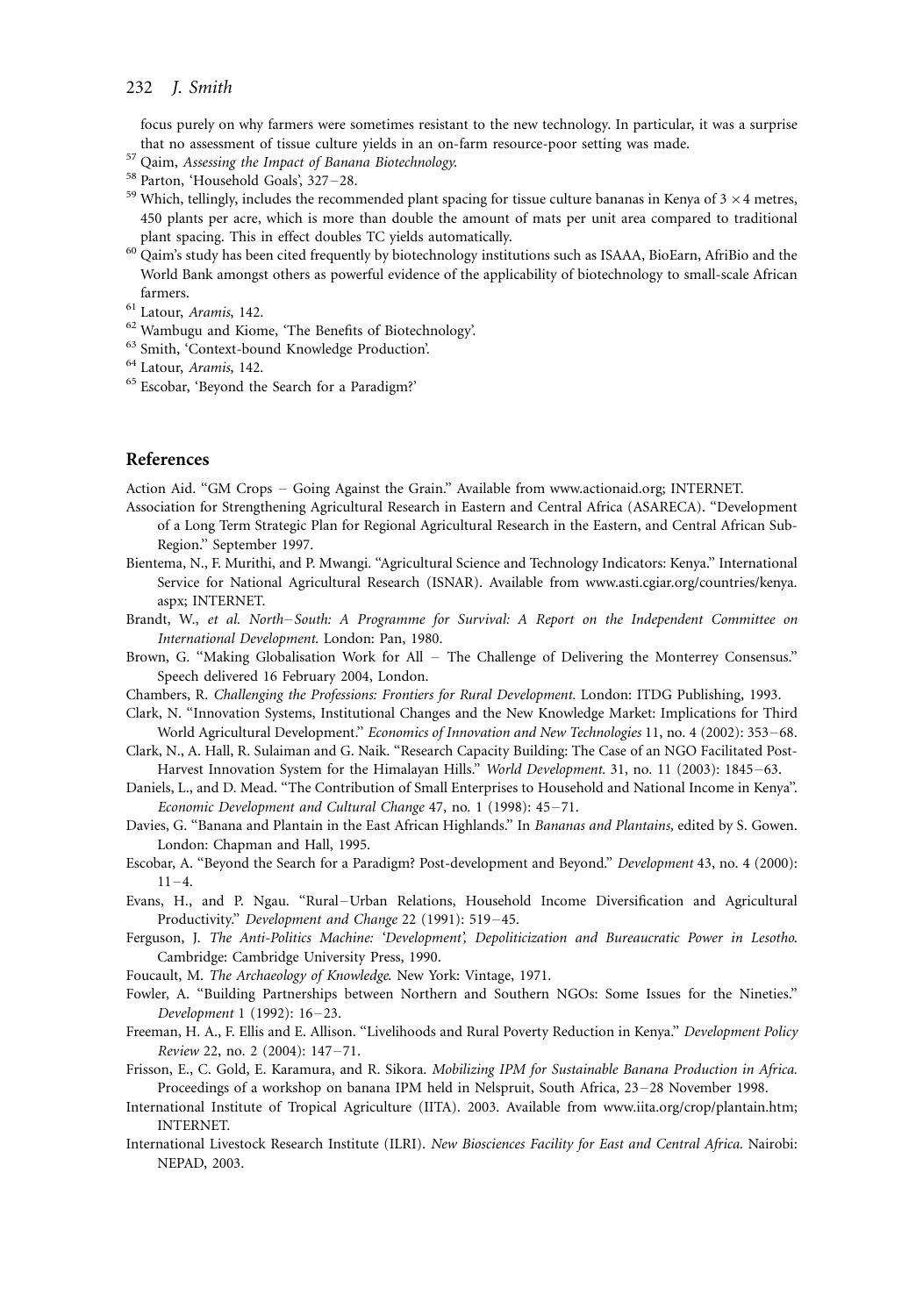focus purely on why farmers were sometimes resistant to the new technology. In particular, it was a surprise that no assessment of tissue culture yields in an on-farm resource-poor setting was made.

[57] Qaim, *Assessing the Impact of Banana Biotechnology*.

[58] Parton, 'Household Goals', 327–28.

[59] Which, tellingly, includes the recommended plant spacing for tissue culture bananas in Kenya of $3 \times 4$ metres, 450 plants per acre, which is more than double the amount of mats per unit area compared to traditional plant spacing. This in effect doubles TC yields automatically.

[60] Qaim's study has been cited frequently by biotechnology institutions such as ISAAA, BioEarn, AfriBio and the World Bank amongst others as powerful evidence of the applicability of biotechnology to small-scale African farmers.

[61] Latour, *Aramis*, 142.

[62] Wambugu and Kiome, 'The Benefits of Biotechnology'.

[63] Smith, 'Context-bound Knowledge Production'.

[64] Latour, *Aramis*, 142.

[65] Escobar, 'Beyond the Search for a Paradigm?'

## References

Action Aid. "GM Crops – Going Against the Grain." Available from www.actionaid.org; INTERNET.

Association for Strengthening Agricultural Research in Eastern and Central Africa (ASARECA). "Development of a Long Term Strategic Plan for Regional Agricultural Research in the Eastern, and Central African Sub-Region." September 1997.

Bientema, N., F. Murithi, and P. Mwangi. "Agricultural Science and Technology Indicators: Kenya." International Service for National Agricultural Research (ISNAR). Available from www.asti.cgiar.org/countries/kenya.aspx; INTERNET.

Brandt, W., *et al. North–South: A Programme for Survival: A Report on the Independent Committee on International Development*. London: Pan, 1980.

Brown, G. "Making Globalisation Work for All – The Challenge of Delivering the Monterrey Consensus." Speech delivered 16 February 2004, London.

Chambers, R. *Challenging the Professions: Frontiers for Rural Development*. London: ITDG Publishing, 1993.

Clark, N. "Innovation Systems, Institutional Changes and the New Knowledge Market: Implications for Third World Agricultural Development." *Economics of Innovation and New Technologies* 11, no. 4 (2002): 353–68.

Clark, N., A. Hall, R. Sulaiman and G. Naik. "Research Capacity Building: The Case of an NGO Facilitated Post-Harvest Innovation System for the Himalayan Hills." *World Development*. 31, no. 11 (2003): 1845–63.

Daniels, L., and D. Mead. "The Contribution of Small Enterprises to Household and National Income in Kenya". *Economic Development and Cultural Change* 47, no. 1 (1998): 45–71.

Davies, G. "Banana and Plantain in the East African Highlands." In *Bananas and Plantains*, edited by S. Gowen. London: Chapman and Hall, 1995.

Escobar, A. "Beyond the Search for a Paradigm? Post-development and Beyond." *Development* 43, no. 4 (2000): 11–4.

Evans, H., and P. Ngau. "Rural–Urban Relations, Household Income Diversification and Agricultural Productivity." *Development and Change* 22 (1991): 519–45.

Ferguson, J. *The Anti-Politics Machine: 'Development', Depoliticization and Bureaucratic Power in Lesotho*. Cambridge: Cambridge University Press, 1990.

Foucault, M. *The Archaeology of Knowledge*. New York: Vintage, 1971.

Fowler, A. "Building Partnerships between Northern and Southern NGOs: Some Issues for the Nineties." *Development* 1 (1992): 16–23.

Freeman, H. A., F. Ellis and E. Allison. "Livelihoods and Rural Poverty Reduction in Kenya." *Development Policy Review* 22, no. 2 (2004): 147–71.

Frisson, E., C. Gold, E. Karamura, and R. Sikora. *Mobilizing IPM for Sustainable Banana Production in Africa*. Proceedings of a workshop on banana IPM held in Nelspruit, South Africa, 23–28 November 1998.

International Institute of Tropical Agriculture (IITA). 2003. Available from www.iita.org/crop/plantain.htm; INTERNET.

International Livestock Research Institute (ILRI). *New Biosciences Facility for East and Central Africa*. Nairobi: NEPAD, 2003.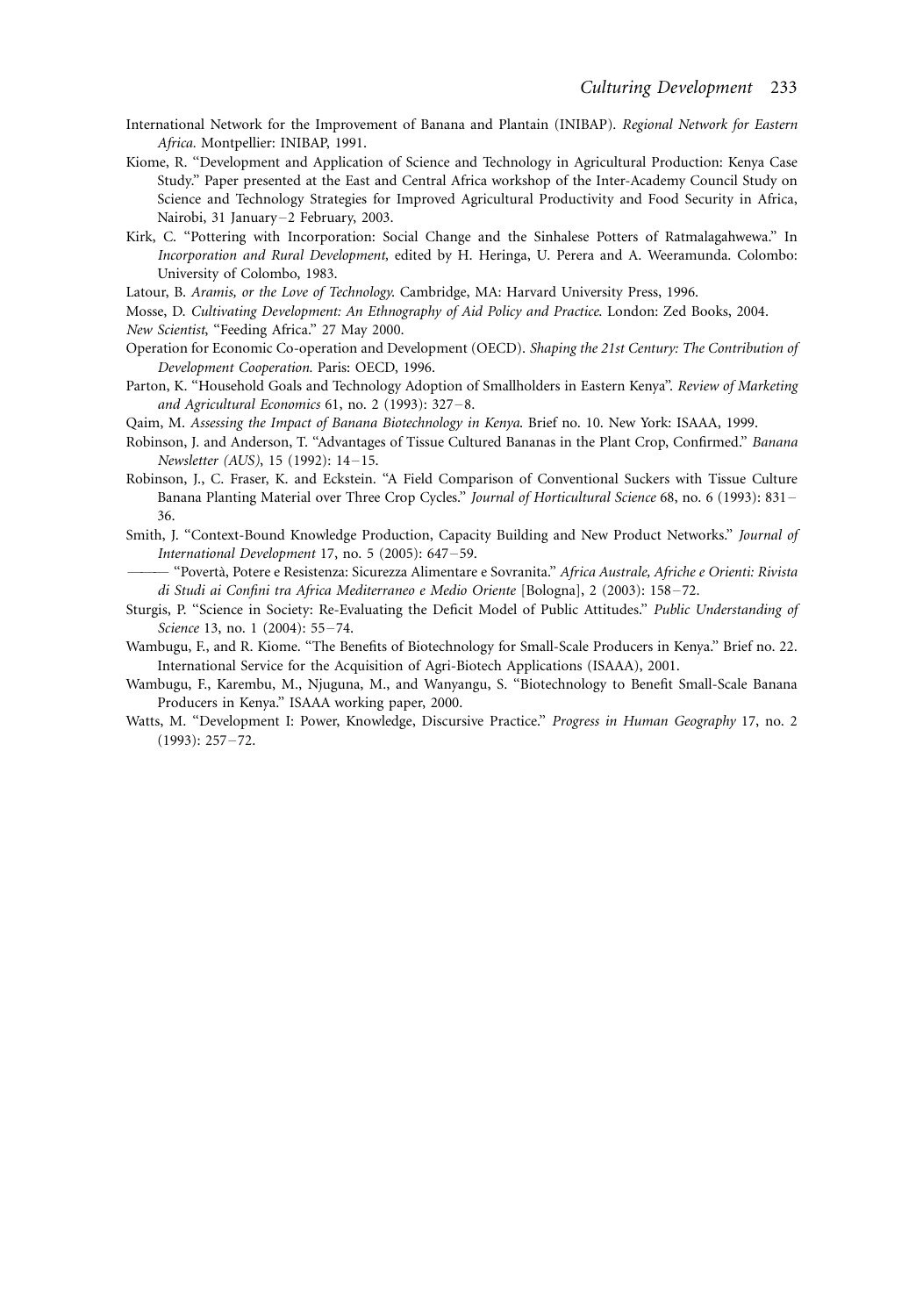International Network for the Improvement of Banana and Plantain (INIBAP). *Regional Network for Eastern Africa*. Montpellier: INIBAP, 1991.

Kiome, R. "Development and Application of Science and Technology in Agricultural Production: Kenya Case Study." Paper presented at the East and Central Africa workshop of the Inter-Academy Council Study on Science and Technology Strategies for Improved Agricultural Productivity and Food Security in Africa, Nairobi, 31 January–2 February, 2003.

Kirk, C. "Pottering with Incorporation: Social Change and the Sinhalese Potters of Ratmalagahwewa." In *Incorporation and Rural Development*, edited by H. Heringa, U. Perera and A. Weeramunda. Colombo: University of Colombo, 1983.

Latour, B. *Aramis, or the Love of Technology*. Cambridge, MA: Harvard University Press, 1996.

Mosse, D. *Cultivating Development: An Ethnography of Aid Policy and Practice*. London: Zed Books, 2004.

*New Scientist*, "Feeding Africa." 27 May 2000.

Operation for Economic Co-operation and Development (OECD). *Shaping the 21st Century: The Contribution of Development Cooperation*. Paris: OECD, 1996.

Parton, K. "Household Goals and Technology Adoption of Smallholders in Eastern Kenya". *Review of Marketing and Agricultural Economics* 61, no. 2 (1993): 327–8.

Qaim, M. *Assessing the Impact of Banana Biotechnology in Kenya*. Brief no. 10. New York: ISAAA, 1999.

Robinson, J. and Anderson, T. "Advantages of Tissue Cultured Bananas in the Plant Crop, Confirmed." *Banana Newsletter (AUS)*, 15 (1992): 14–15.

Robinson, J., C. Fraser, K. and Eckstein. "A Field Comparison of Conventional Suckers with Tissue Culture Banana Planting Material over Three Crop Cycles." *Journal of Horticultural Science* 68, no. 6 (1993): 831–36.

Smith, J. "Context-Bound Knowledge Production, Capacity Building and New Product Networks." *Journal of International Development* 17, no. 5 (2005): 647–59.

——— "Povertà, Potere e Resistenza: Sicurezza Alimentare e Sovranita." *Africa Australe, Afriche e Orienti: Rivista di Studi ai Confini tra Africa Mediterraneo e Medio Oriente* [Bologna], 2 (2003): 158–72.

Sturgis, P. "Science in Society: Re-Evaluating the Deficit Model of Public Attitudes." *Public Understanding of Science* 13, no. 1 (2004): 55–74.

Wambugu, F., and R. Kiome. "The Benefits of Biotechnology for Small-Scale Producers in Kenya." Brief no. 22. International Service for the Acquisition of Agri-Biotech Applications (ISAAA), 2001.

Wambugu, F., Karembu, M., Njuguna, M., and Wanyangu, S. "Biotechnology to Benefit Small-Scale Banana Producers in Kenya." ISAAA working paper, 2000.

Watts, M. "Development I: Power, Knowledge, Discursive Practice." *Progress in Human Geography* 17, no. 2 (1993): 257–72.